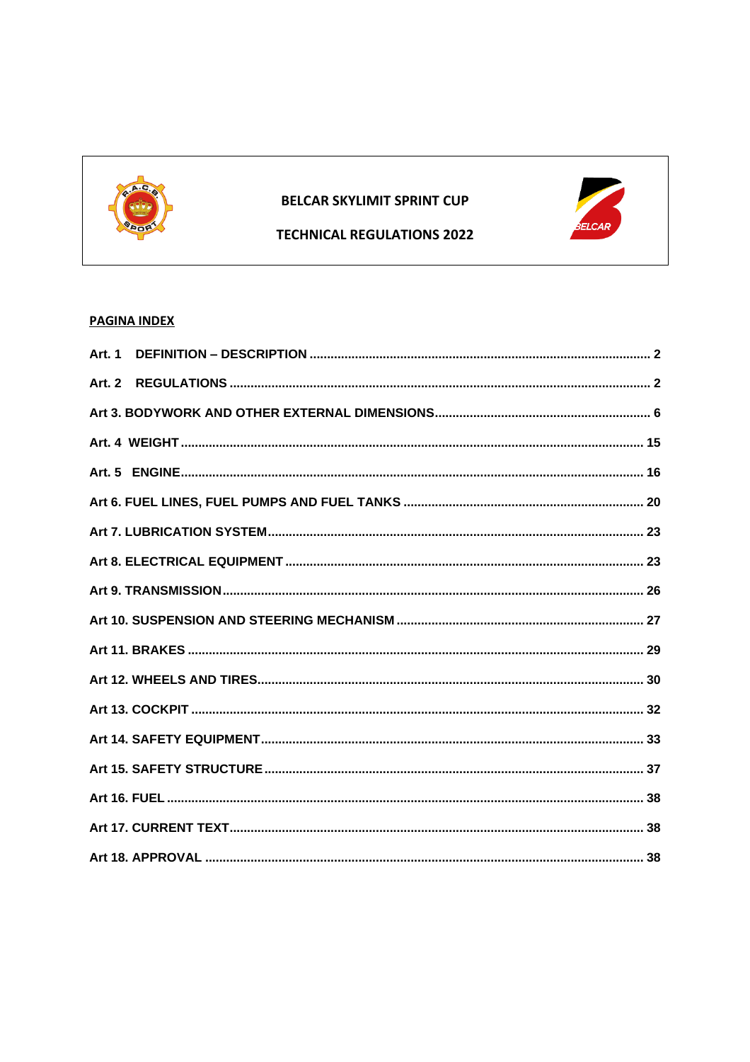# BELCAR SKYLIMIT SPRINT CUP

## TECHNICAL REGULATIONS 2022

**PAGINA INDEX**

| | |
|---|---|
| **Art. 1 DEFINITION – DESCRIPTION** | **2** |
| **Art. 2 REGULATIONS** | **2** |
| **Art 3. BODYWORK AND OTHER EXTERNAL DIMENSIONS** | **6** |
| **Art. 4 WEIGHT** | **15** |
| **Art. 5 ENGINE** | **16** |
| **Art 6. FUEL LINES, FUEL PUMPS AND FUEL TANKS** | **20** |
| **Art 7. LUBRICATION SYSTEM** | **23** |
| **Art 8. ELECTRICAL EQUIPMENT** | **23** |
| **Art 9. TRANSMISSION** | **26** |
| **Art 10. SUSPENSION AND STEERING MECHANISM** | **27** |
| **Art 11. BRAKES** | **29** |
| **Art 12. WHEELS AND TIRES** | **30** |
| **Art 13. COCKPIT** | **32** |
| **Art 14. SAFETY EQUIPMENT** | **33** |
| **Art 15. SAFETY STRUCTURE** | **37** |
| **Art 16. FUEL** | **38** |
| **Art 17. CURRENT TEXT** | **38** |
| **Art 18. APPROVAL** | **38** |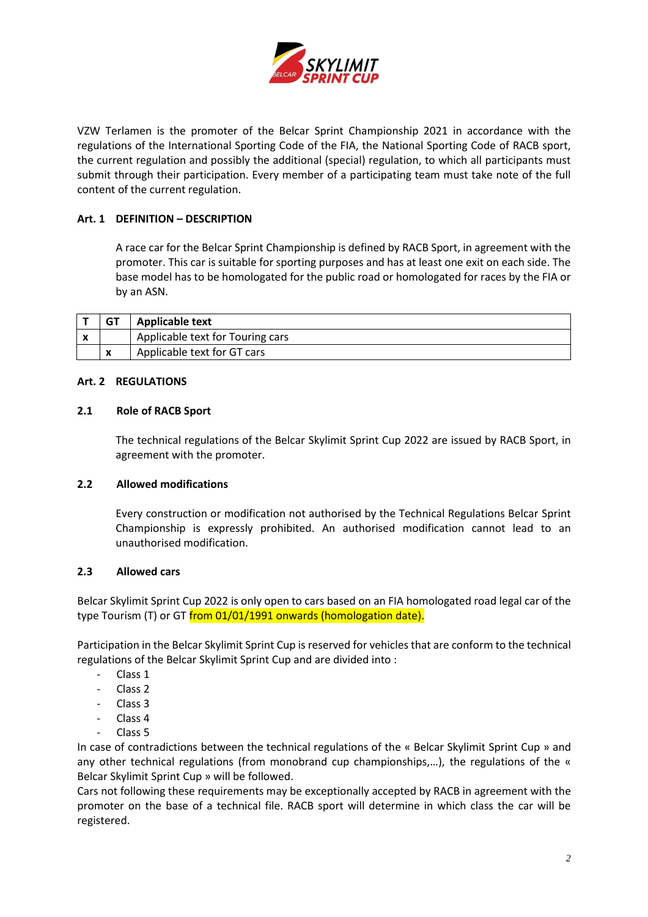VZW Terlamen is the promoter of the Belcar Sprint Championship 2021 in accordance with the regulations of the International Sporting Code of the FIA, the National Sporting Code of RACB sport, the current regulation and possibly the additional (special) regulation, to which all participants must submit through their participation. Every member of a participating team must take note of the full content of the current regulation.

## Art. 1 DEFINITION – DESCRIPTION

A race car for the Belcar Sprint Championship is defined by RACB Sport, in agreement with the promoter. This car is suitable for sporting purposes and has at least one exit on each side. The base model has to be homologated for the public road or homologated for races by the FIA or by an ASN.

| T | GT | Applicable text |
|---|---|---|
| x | | Applicable text for Touring cars |
| | x | Applicable text for GT cars |

## Art. 2 REGULATIONS

### 2.1 Role of RACB Sport

The technical regulations of the Belcar Skylimit Sprint Cup 2022 are issued by RACB Sport, in agreement with the promoter.

### 2.2 Allowed modifications

Every construction or modification not authorised by the Technical Regulations Belcar Sprint Championship is expressly prohibited. An authorised modification cannot lead to an unauthorised modification.

### 2.3 Allowed cars

Belcar Skylimit Sprint Cup 2022 is only open to cars based on an FIA homologated road legal car of the type Tourism (T) or GT from 01/01/1991 onwards (homologation date).

Participation in the Belcar Skylimit Sprint Cup is reserved for vehicles that are conform to the technical regulations of the Belcar Skylimit Sprint Cup and are divided into :

- Class 1
- Class 2
- Class 3
- Class 4
- Class 5

In case of contradictions between the technical regulations of the « Belcar Skylimit Sprint Cup » and any other technical regulations (from monobrand cup championships,…), the regulations of the « Belcar Skylimit Sprint Cup » will be followed.

Cars not following these requirements may be exceptionally accepted by RACB in agreement with the promoter on the base of a technical file. RACB sport will determine in which class the car will be registered.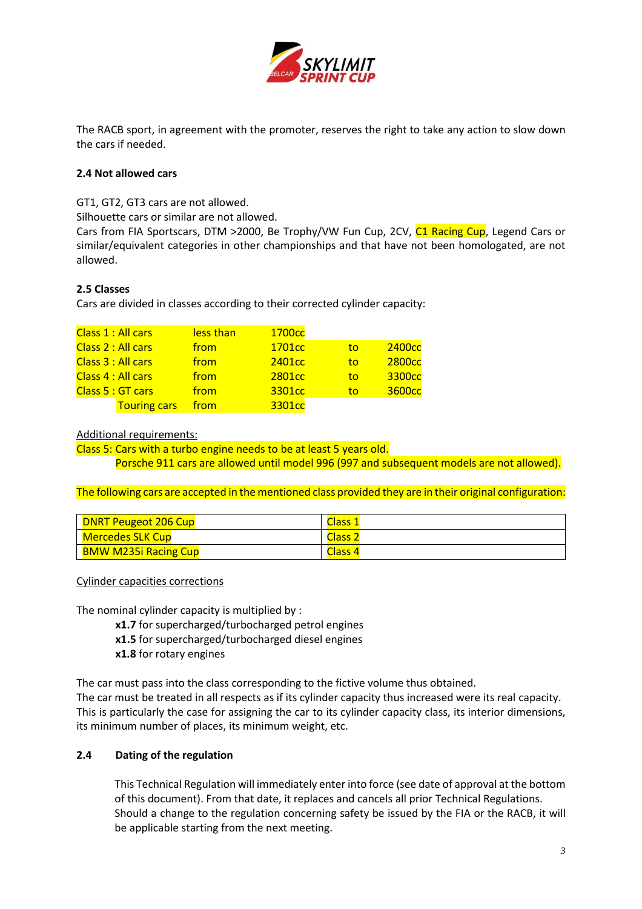The RACB sport, in agreement with the promoter, reserves the right to take any action to slow down the cars if needed.

**2.4 Not allowed cars**

GT1, GT2, GT3 cars are not allowed.
Silhouette cars or similar are not allowed.
Cars from FIA Sportscars, DTM >2000, Be Trophy/VW Fun Cup, 2CV, C1 Racing Cup, Legend Cars or similar/equivalent categories in other championships and that have not been homologated, are not allowed.

**2.5 Classes**

Cars are divided in classes according to their corrected cylinder capacity:

| | | | | |
|---|---|---|---|---|
| Class 1 : All cars | less than | 1700cc | | |
| Class 2 : All cars | from | 1701cc | to | 2400cc |
| Class 3 : All cars | from | 2401cc | to | 2800cc |
| Class 4 : All cars | from | 2801cc | to | 3300cc |
| Class 5 : GT cars | from | 3301cc | to | 3600cc |
| Touring cars | from | 3301cc | | |

Additional requirements:
Class 5: Cars with a turbo engine needs to be at least 5 years old.
Porsche 911 cars are allowed until model 996 (997 and subsequent models are not allowed).

The following cars are accepted in the mentioned class provided they are in their original configuration:

| | |
|---|---|
| DNRT Peugeot 206 Cup | Class 1 |
| Mercedes SLK Cup | Class 2 |
| BMW M235i Racing Cup | Class 4 |

Cylinder capacities corrections

The nominal cylinder capacity is multiplied by :

**x1.7** for supercharged/turbocharged petrol engines
**x1.5** for supercharged/turbocharged diesel engines
**x1.8** for rotary engines

The car must pass into the class corresponding to the fictive volume thus obtained.
The car must be treated in all respects as if its cylinder capacity thus increased were its real capacity. This is particularly the case for assigning the car to its cylinder capacity class, its interior dimensions, its minimum number of places, its minimum weight, etc.

**2.4 Dating of the regulation**

This Technical Regulation will immediately enter into force (see date of approval at the bottom of this document). From that date, it replaces and cancels all prior Technical Regulations. Should a change to the regulation concerning safety be issued by the FIA or the RACB, it will be applicable starting from the next meeting.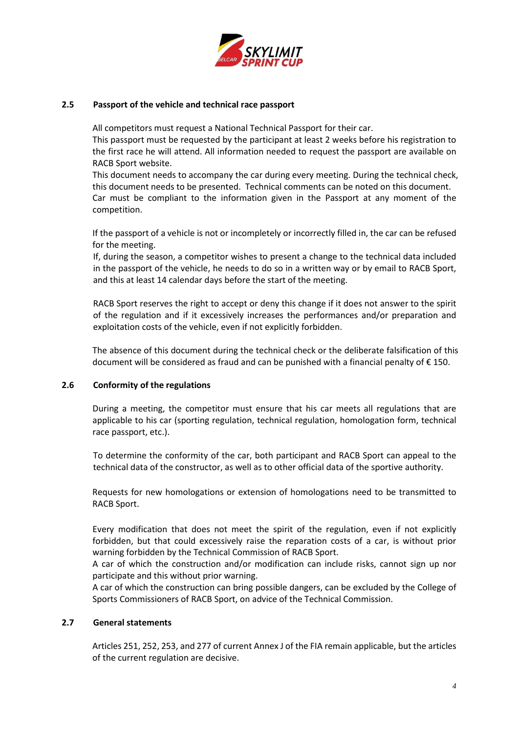## 2.5 Passport of the vehicle and technical race passport

All competitors must request a National Technical Passport for their car.
This passport must be requested by the participant at least 2 weeks before his registration to the first race he will attend. All information needed to request the passport are available on RACB Sport website.
This document needs to accompany the car during every meeting. During the technical check, this document needs to be presented. Technical comments can be noted on this document.
Car must be compliant to the information given in the Passport at any moment of the competition.

If the passport of a vehicle is not or incompletely or incorrectly filled in, the car can be refused for the meeting.
If, during the season, a competitor wishes to present a change to the technical data included in the passport of the vehicle, he needs to do so in a written way or by email to RACB Sport, and this at least 14 calendar days before the start of the meeting.

RACB Sport reserves the right to accept or deny this change if it does not answer to the spirit of the regulation and if it excessively increases the performances and/or preparation and exploitation costs of the vehicle, even if not explicitly forbidden.

The absence of this document during the technical check or the deliberate falsification of this document will be considered as fraud and can be punished with a financial penalty of € 150.

## 2.6 Conformity of the regulations

During a meeting, the competitor must ensure that his car meets all regulations that are applicable to his car (sporting regulation, technical regulation, homologation form, technical race passport, etc.).

To determine the conformity of the car, both participant and RACB Sport can appeal to the technical data of the constructor, as well as to other official data of the sportive authority.

Requests for new homologations or extension of homologations need to be transmitted to RACB Sport.

Every modification that does not meet the spirit of the regulation, even if not explicitly forbidden, but that could excessively raise the reparation costs of a car, is without prior warning forbidden by the Technical Commission of RACB Sport.
A car of which the construction and/or modification can include risks, cannot sign up nor participate and this without prior warning.
A car of which the construction can bring possible dangers, can be excluded by the College of Sports Commissioners of RACB Sport, on advice of the Technical Commission.

## 2.7 General statements

Articles 251, 252, 253, and 277 of current Annex J of the FIA remain applicable, but the articles of the current regulation are decisive.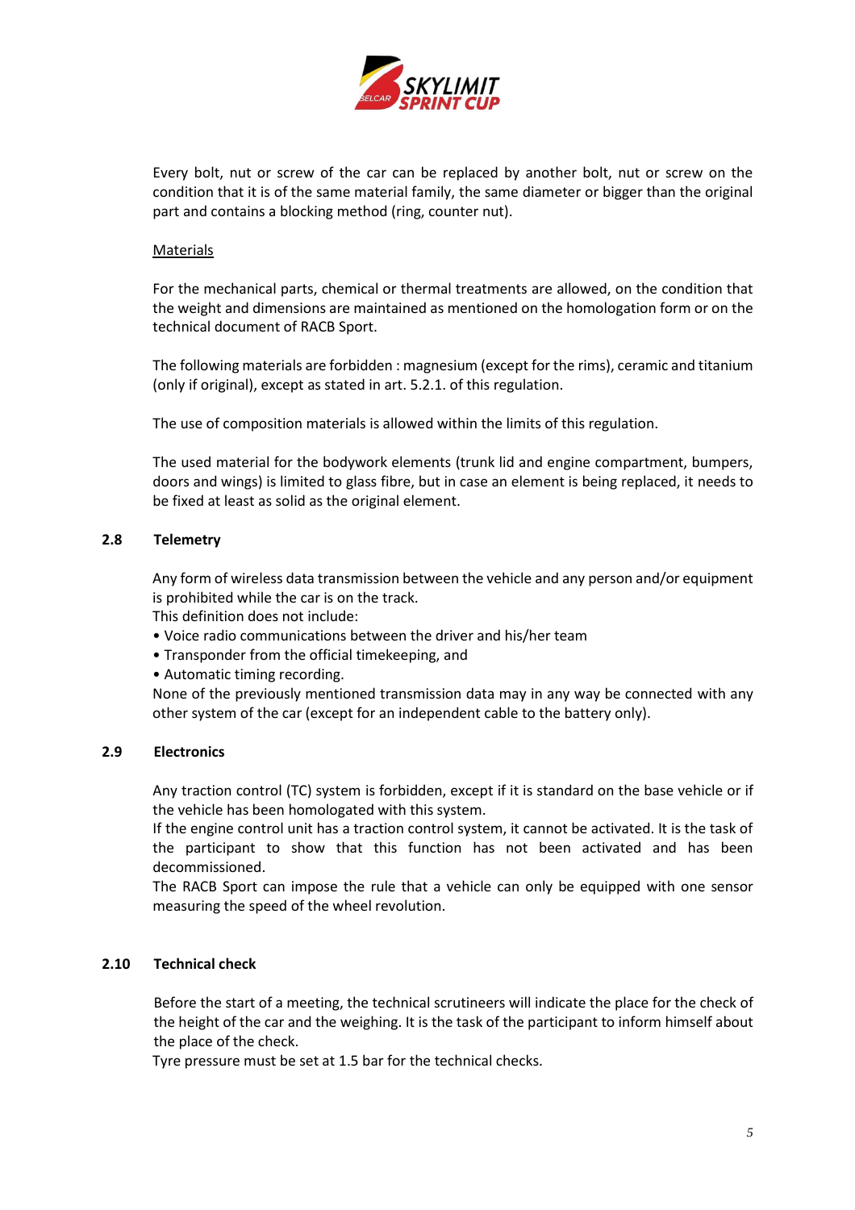Every bolt, nut or screw of the car can be replaced by another bolt, nut or screw on the condition that it is of the same material family, the same diameter or bigger than the original part and contains a blocking method (ring, counter nut).

Materials

For the mechanical parts, chemical or thermal treatments are allowed, on the condition that the weight and dimensions are maintained as mentioned on the homologation form or on the technical document of RACB Sport.

The following materials are forbidden : magnesium (except for the rims), ceramic and titanium (only if original), except as stated in art. 5.2.1. of this regulation.

The use of composition materials is allowed within the limits of this regulation.

The used material for the bodywork elements (trunk lid and engine compartment, bumpers, doors and wings) is limited to glass fibre, but in case an element is being replaced, it needs to be fixed at least as solid as the original element.

## 2.8 Telemetry

Any form of wireless data transmission between the vehicle and any person and/or equipment is prohibited while the car is on the track.
This definition does not include:

- Voice radio communications between the driver and his/her team
- Transponder from the official timekeeping, and
- Automatic timing recording.

None of the previously mentioned transmission data may in any way be connected with any other system of the car (except for an independent cable to the battery only).

## 2.9 Electronics

Any traction control (TC) system is forbidden, except if it is standard on the base vehicle or if the vehicle has been homologated with this system.
If the engine control unit has a traction control system, it cannot be activated. It is the task of the participant to show that this function has not been activated and has been decommissioned.
The RACB Sport can impose the rule that a vehicle can only be equipped with one sensor measuring the speed of the wheel revolution.

## 2.10 Technical check

Before the start of a meeting, the technical scrutineers will indicate the place for the check of the height of the car and the weighing. It is the task of the participant to inform himself about the place of the check.
Tyre pressure must be set at 1.5 bar for the technical checks.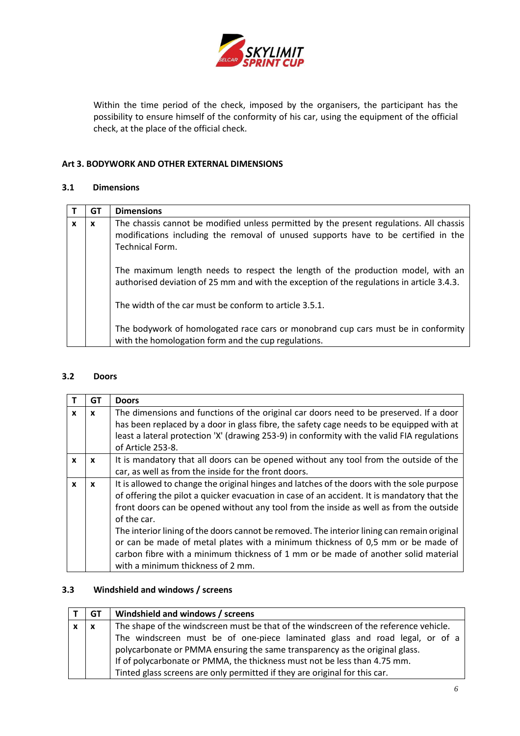Within the time period of the check, imposed by the organisers, the participant has the possibility to ensure himself of the conformity of his car, using the equipment of the official check, at the place of the official check.

## Art 3. BODYWORK AND OTHER EXTERNAL DIMENSIONS

### 3.1 Dimensions

| T | GT | Dimensions |
|---|---|---|
| x | x | The chassis cannot be modified unless permitted by the present regulations. All chassis modifications including the removal of unused supports have to be certified in the Technical Form.<br><br>The maximum length needs to respect the length of the production model, with an authorised deviation of 25 mm and with the exception of the regulations in article 3.4.3.<br><br>The width of the car must be conform to article 3.5.1.<br><br>The bodywork of homologated race cars or monobrand cup cars must be in conformity with the homologation form and the cup regulations. |

### 3.2 Doors

| T | GT | Doors |
|---|---|---|
| x | x | The dimensions and functions of the original car doors need to be preserved. If a door has been replaced by a door in glass fibre, the safety cage needs to be equipped with at least a lateral protection 'X' (drawing 253-9) in conformity with the valid FIA regulations of Article 253-8. |
| x | x | It is mandatory that all doors can be opened without any tool from the outside of the car, as well as from the inside for the front doors. |
| x | x | It is allowed to change the original hinges and latches of the doors with the sole purpose of offering the pilot a quicker evacuation in case of an accident. It is mandatory that the front doors can be opened without any tool from the inside as well as from the outside of the car.<br>The interior lining of the doors cannot be removed. The interior lining can remain original or can be made of metal plates with a minimum thickness of 0,5 mm or be made of carbon fibre with a minimum thickness of 1 mm or be made of another solid material with a minimum thickness of 2 mm. |

### 3.3 Windshield and windows / screens

| T | GT | Windshield and windows / screens |
|---|---|---|
| x | x | The shape of the windscreen must be that of the windscreen of the reference vehicle.<br>The windscreen must be of one-piece laminated glass and road legal, or of a polycarbonate or PMMA ensuring the same transparency as the original glass.<br>If of polycarbonate or PMMA, the thickness must not be less than 4.75 mm.<br>Tinted glass screens are only permitted if they are original for this car. |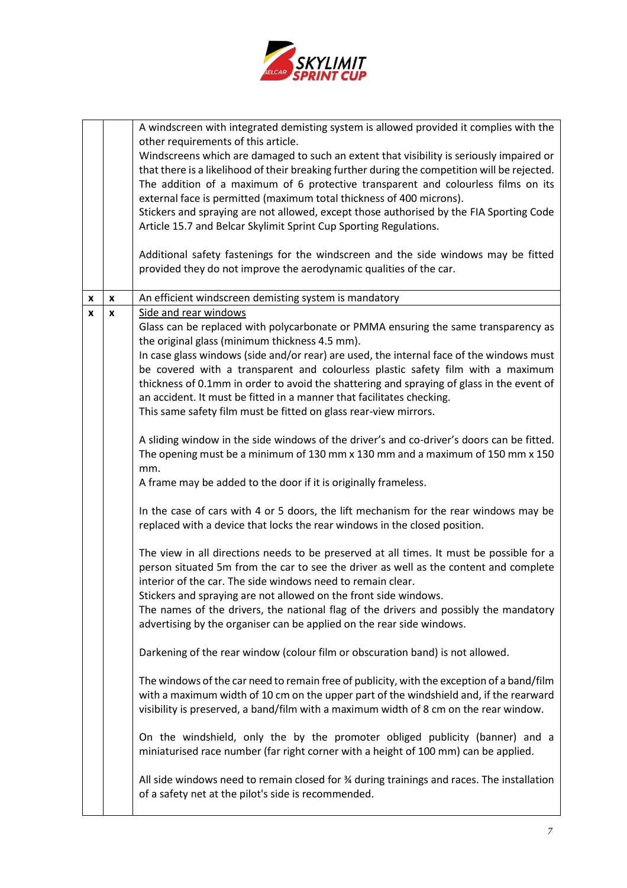| | | |
|---|---|---|
| | | A windscreen with integrated demisting system is allowed provided it complies with the other requirements of this article.<br>Windscreens which are damaged to such an extent that visibility is seriously impaired or that there is a likelihood of their breaking further during the competition will be rejected.<br>The addition of a maximum of 6 protective transparent and colourless films on its external face is permitted (maximum total thickness of 400 microns).<br>Stickers and spraying are not allowed, except those authorised by the FIA Sporting Code Article 15.7 and Belcar Skylimit Sprint Cup Sporting Regulations.<br><br>Additional safety fastenings for the windscreen and the side windows may be fitted provided they do not improve the aerodynamic qualities of the car. |
| x | x | An efficient windscreen demisting system is mandatory |
| x | x | <u>Side and rear windows</u><br>Glass can be replaced with polycarbonate or PMMA ensuring the same transparency as the original glass (minimum thickness 4.5 mm).<br>In case glass windows (side and/or rear) are used, the internal face of the windows must be covered with a transparent and colourless plastic safety film with a maximum thickness of 0.1mm in order to avoid the shattering and spraying of glass in the event of an accident. It must be fitted in a manner that facilitates checking.<br>This same safety film must be fitted on glass rear-view mirrors.<br><br>A sliding window in the side windows of the driver's and co-driver's doors can be fitted. The opening must be a minimum of 130 mm x 130 mm and a maximum of 150 mm x 150 mm.<br>A frame may be added to the door if it is originally frameless.<br><br>In the case of cars with 4 or 5 doors, the lift mechanism for the rear windows may be replaced with a device that locks the rear windows in the closed position.<br><br>The view in all directions needs to be preserved at all times. It must be possible for a person situated 5m from the car to see the driver as well as the content and complete interior of the car. The side windows need to remain clear.<br>Stickers and spraying are not allowed on the front side windows.<br>The names of the drivers, the national flag of the drivers and possibly the mandatory advertising by the organiser can be applied on the rear side windows.<br><br>Darkening of the rear window (colour film or obscuration band) is not allowed.<br><br>The windows of the car need to remain free of publicity, with the exception of a band/film with a maximum width of 10 cm on the upper part of the windshield and, if the rearward visibility is preserved, a band/film with a maximum width of 8 cm on the rear window.<br><br>On the windshield, only the by the promoter obliged publicity (banner) and a miniaturised race number (far right corner with a height of 100 mm) can be applied.<br><br>All side windows need to remain closed for ¾ during trainings and races. The installation of a safety net at the pilot's side is recommended. |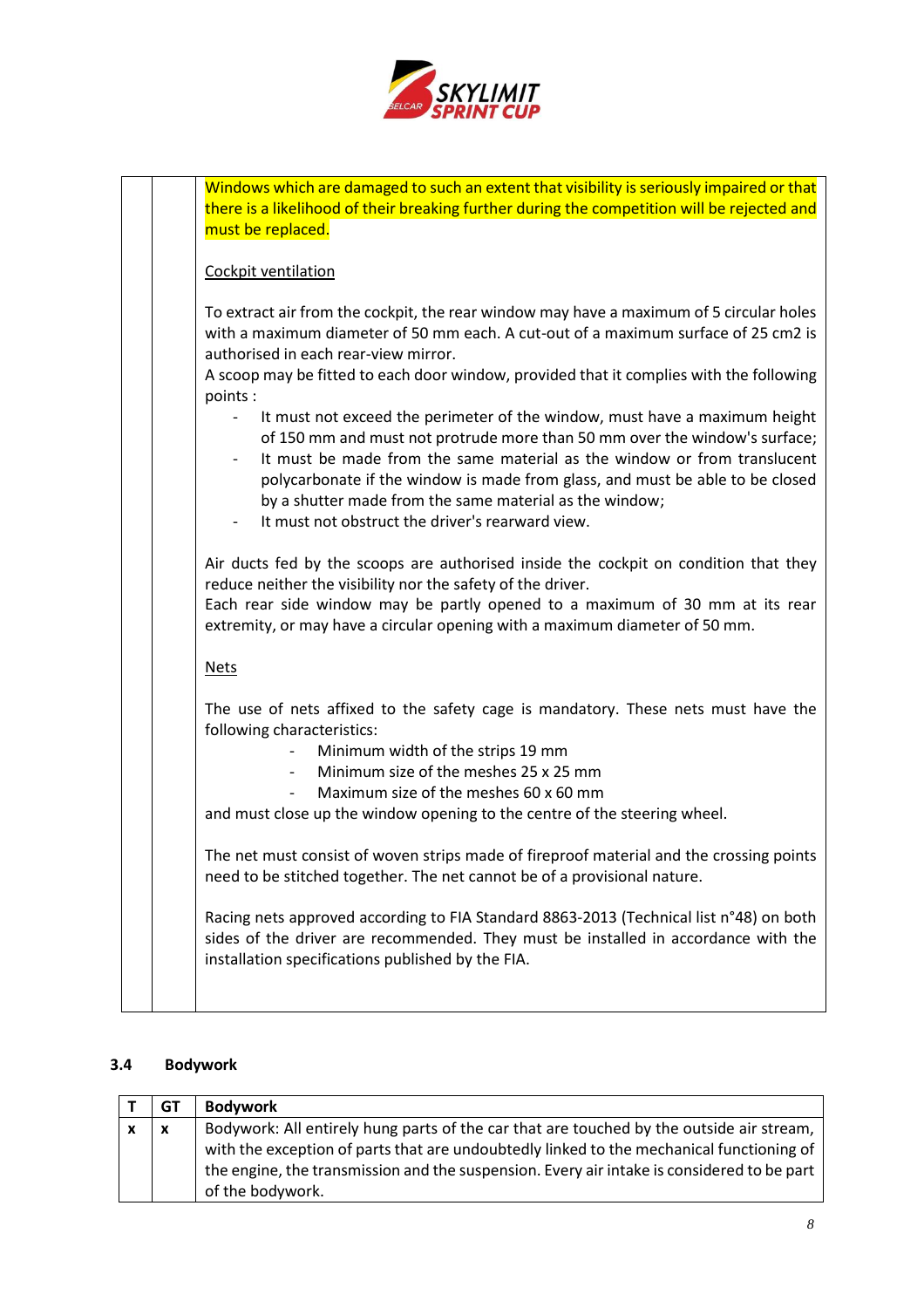| | | |
|---|---|---|
| | | Windows which are damaged to such an extent that visibility is seriously impaired or that there is a likelihood of their breaking further during the competition will be rejected and must be replaced.<br><br>Cockpit ventilation<br><br>To extract air from the cockpit, the rear window may have a maximum of 5 circular holes with a maximum diameter of 50 mm each. A cut-out of a maximum surface of 25 cm2 is authorised in each rear-view mirror.<br>A scoop may be fitted to each door window, provided that it complies with the following points :<br>- It must not exceed the perimeter of the window, must have a maximum height of 150 mm and must not protrude more than 50 mm over the window's surface;<br>- It must be made from the same material as the window or from translucent polycarbonate if the window is made from glass, and must be able to be closed by a shutter made from the same material as the window;<br>- It must not obstruct the driver's rearward view.<br><br>Air ducts fed by the scoops are authorised inside the cockpit on condition that they reduce neither the visibility nor the safety of the driver.<br>Each rear side window may be partly opened to a maximum of 30 mm at its rear extremity, or may have a circular opening with a maximum diameter of 50 mm.<br><br>Nets<br><br>The use of nets affixed to the safety cage is mandatory. These nets must have the following characteristics:<br>- Minimum width of the strips 19 mm<br>- Minimum size of the meshes 25 x 25 mm<br>- Maximum size of the meshes 60 x 60 mm<br>and must close up the window opening to the centre of the steering wheel.<br><br>The net must consist of woven strips made of fireproof material and the crossing points need to be stitched together. The net cannot be of a provisional nature.<br><br>Racing nets approved according to FIA Standard 8863-2013 (Technical list n°48) on both sides of the driver are recommended. They must be installed in accordance with the installation specifications published by the FIA. |

### 3.4 Bodywork

| T | GT | Bodywork |
|---|---|---|
| x | x | Bodywork: All entirely hung parts of the car that are touched by the outside air stream, with the exception of parts that are undoubtedly linked to the mechanical functioning of the engine, the transmission and the suspension. Every air intake is considered to be part of the bodywork. |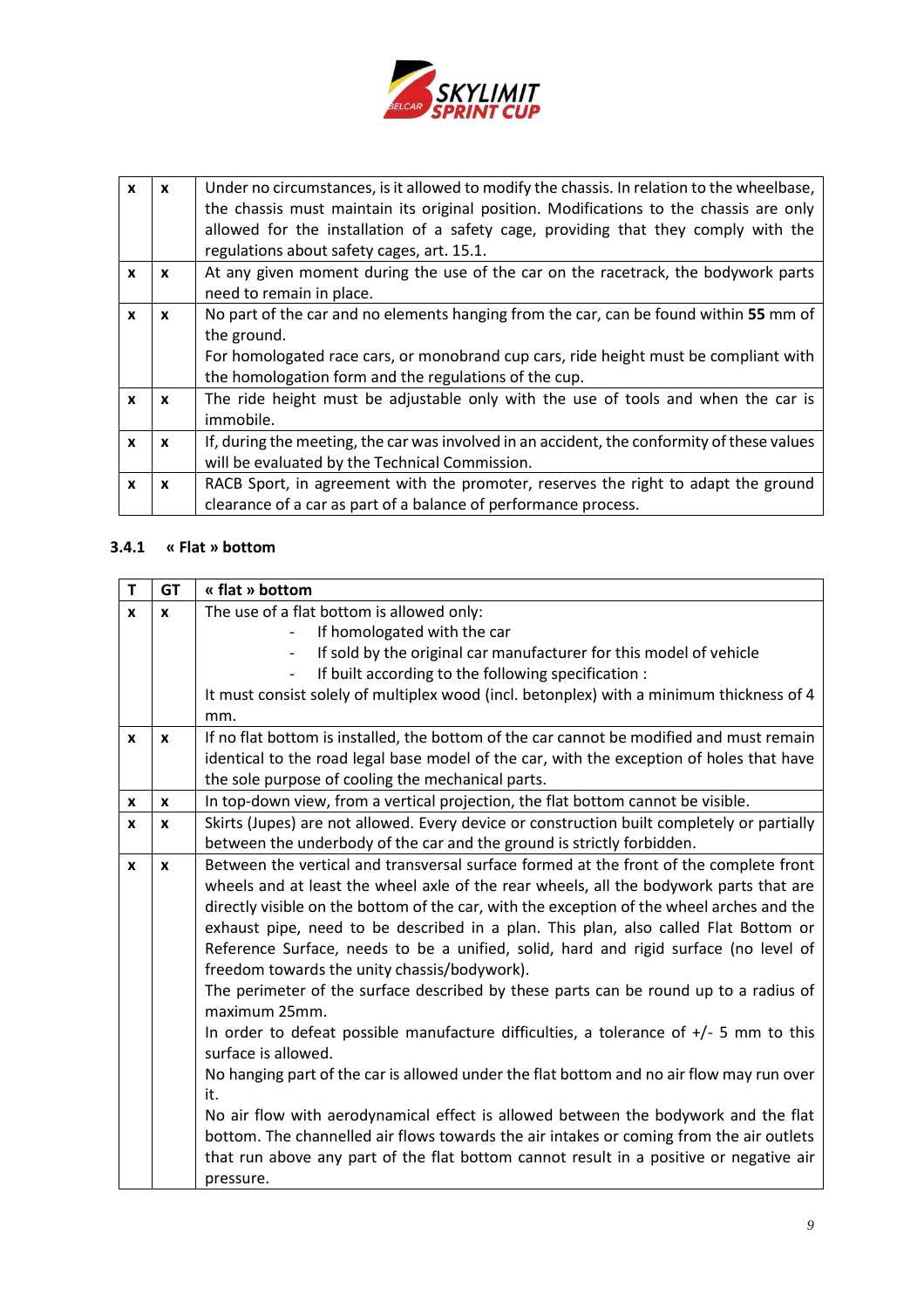| | | |
|---|---|---|
| x | x | Under no circumstances, is it allowed to modify the chassis. In relation to the wheelbase, the chassis must maintain its original position. Modifications to the chassis are only allowed for the installation of a safety cage, providing that they comply with the regulations about safety cages, art. 15.1. |
| x | x | At any given moment during the use of the car on the racetrack, the bodywork parts need to remain in place. |
| x | x | No part of the car and no elements hanging from the car, can be found within **55** mm of the ground.<br>For homologated race cars, or monobrand cup cars, ride height must be compliant with the homologation form and the regulations of the cup. |
| x | x | The ride height must be adjustable only with the use of tools and when the car is immobile. |
| x | x | If, during the meeting, the car was involved in an accident, the conformity of these values will be evaluated by the Technical Commission. |
| x | x | RACB Sport, in agreement with the promoter, reserves the right to adapt the ground clearance of a car as part of a balance of performance process. |

### 3.4.1 « Flat » bottom

| T | GT | « flat » bottom |
|---|---|---|
| x | x | The use of a flat bottom is allowed only:<br>- If homologated with the car<br>- If sold by the original car manufacturer for this model of vehicle<br>- If built according to the following specification :<br>It must consist solely of multiplex wood (incl. betonplex) with a minimum thickness of 4 mm. |
| x | x | If no flat bottom is installed, the bottom of the car cannot be modified and must remain identical to the road legal base model of the car, with the exception of holes that have the sole purpose of cooling the mechanical parts. |
| x | x | In top-down view, from a vertical projection, the flat bottom cannot be visible. |
| x | x | Skirts (Jupes) are not allowed. Every device or construction built completely or partially between the underbody of the car and the ground is strictly forbidden. |
| x | x | Between the vertical and transversal surface formed at the front of the complete front wheels and at least the wheel axle of the rear wheels, all the bodywork parts that are directly visible on the bottom of the car, with the exception of the wheel arches and the exhaust pipe, need to be described in a plan. This plan, also called Flat Bottom or Reference Surface, needs to be a unified, solid, hard and rigid surface (no level of freedom towards the unity chassis/bodywork).<br>The perimeter of the surface described by these parts can be round up to a radius of maximum 25mm.<br>In order to defeat possible manufacture difficulties, a tolerance of +/- 5 mm to this surface is allowed.<br>No hanging part of the car is allowed under the flat bottom and no air flow may run over it.<br>No air flow with aerodynamical effect is allowed between the bodywork and the flat bottom. The channelled air flows towards the air intakes or coming from the air outlets that run above any part of the flat bottom cannot result in a positive or negative air pressure. |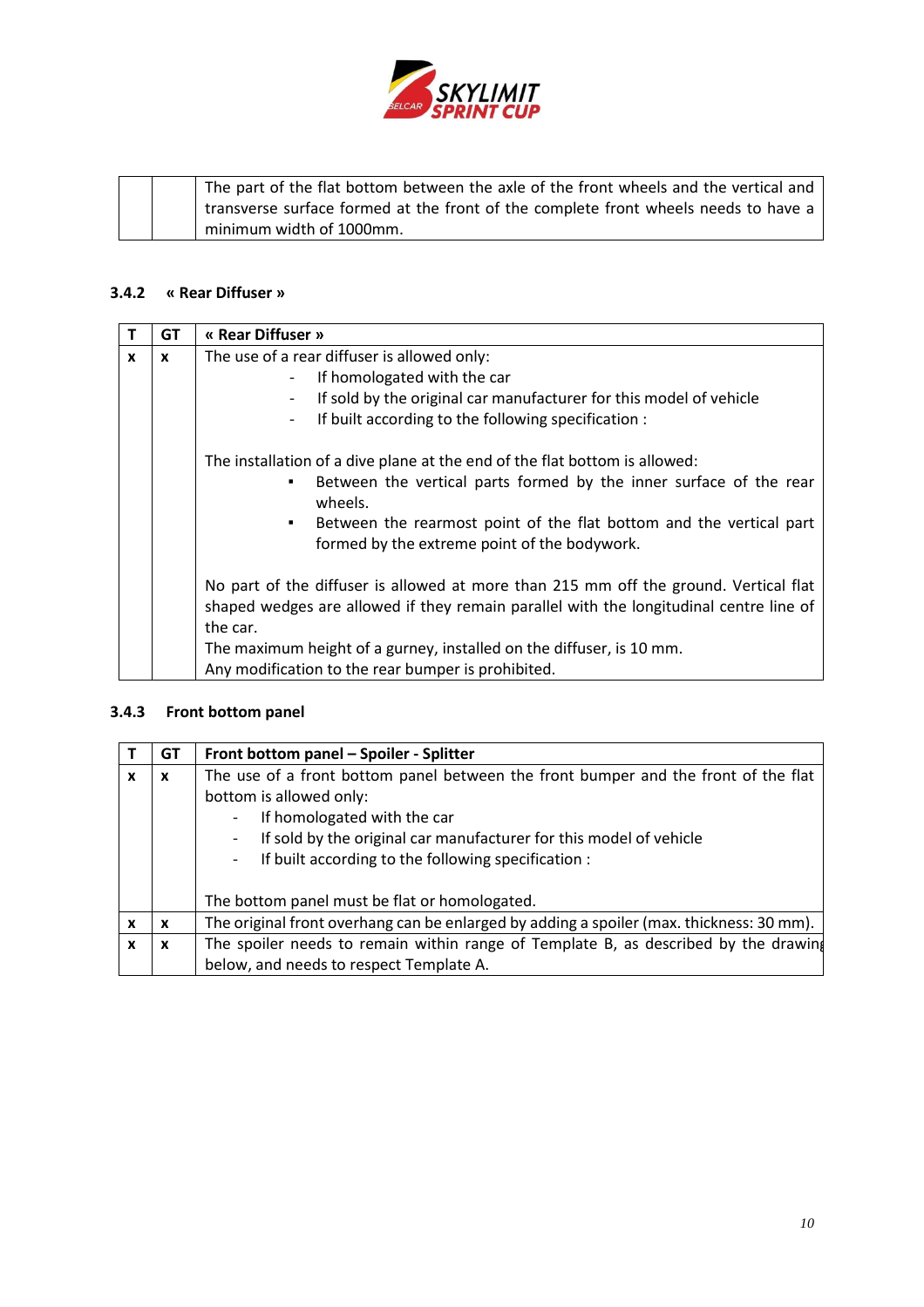|   |   | The part of the flat bottom between the axle of the front wheels and the vertical and transverse surface formed at the front of the complete front wheels needs to have a minimum width of 1000mm. |
|---|---|---|

### 3.4.2 « Rear Diffuser »

| T | GT | « Rear Diffuser » |
|---|---|---|
| x | x | The use of a rear diffuser is allowed only:<br>- If homologated with the car<br>- If sold by the original car manufacturer for this model of vehicle<br>- If built according to the following specification :<br><br>The installation of a dive plane at the end of the flat bottom is allowed:<br>▪ Between the vertical parts formed by the inner surface of the rear wheels.<br>▪ Between the rearmost point of the flat bottom and the vertical part formed by the extreme point of the bodywork.<br><br>No part of the diffuser is allowed at more than 215 mm off the ground. Vertical flat shaped wedges are allowed if they remain parallel with the longitudinal centre line of the car.<br>The maximum height of a gurney, installed on the diffuser, is 10 mm.<br>Any modification to the rear bumper is prohibited. |

### 3.4.3 Front bottom panel

| T | GT | Front bottom panel – Spoiler - Splitter |
|---|---|---|
| x | x | The use of a front bottom panel between the front bumper and the front of the flat bottom is allowed only:<br>- If homologated with the car<br>- If sold by the original car manufacturer for this model of vehicle<br>- If built according to the following specification :<br><br>The bottom panel must be flat or homologated. |
| x | x | The original front overhang can be enlarged by adding a spoiler (max. thickness: 30 mm). |
| x | x | The spoiler needs to remain within range of Template B, as described by the drawing below, and needs to respect Template A. |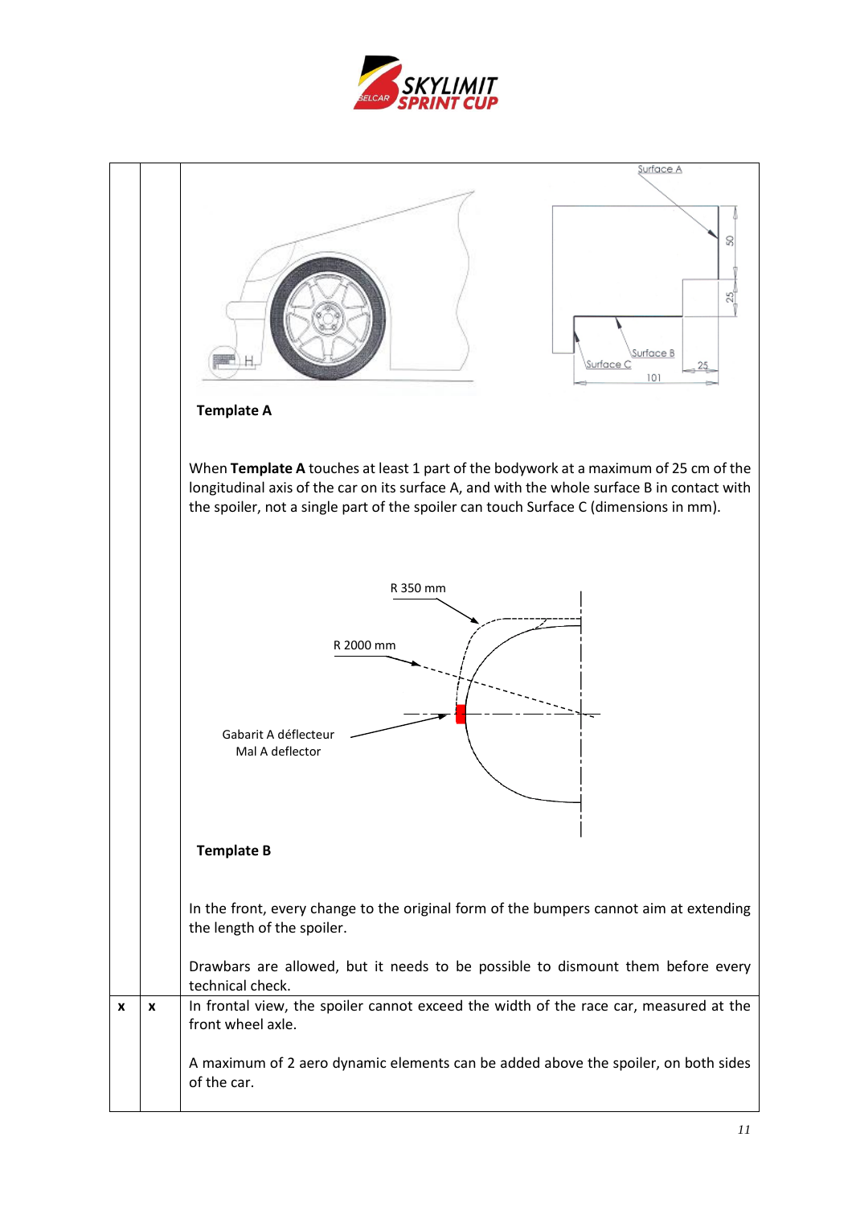| | | |
|---|---|---|
| | | **Template A**<br><br>When **Template A** touches at least 1 part of the bodywork at a maximum of 25 cm of the longitudinal axis of the car on its surface A, and with the whole surface B in contact with the spoiler, not a single part of the spoiler can touch Surface C (dimensions in mm).<br><br>R 350 mm<br>R 2000 mm<br>Gabarit A déflecteur<br>Mal A deflector<br><br>**Template B**<br><br>In the front, every change to the original form of the bumpers cannot aim at extending the length of the spoiler.<br><br>Drawbars are allowed, but it needs to be possible to dismount them before every technical check. |
| **x** | **x** | In frontal view, the spoiler cannot exceed the width of the race car, measured at the front wheel axle.<br><br>A maximum of 2 aero dynamic elements can be added above the spoiler, on both sides of the car. |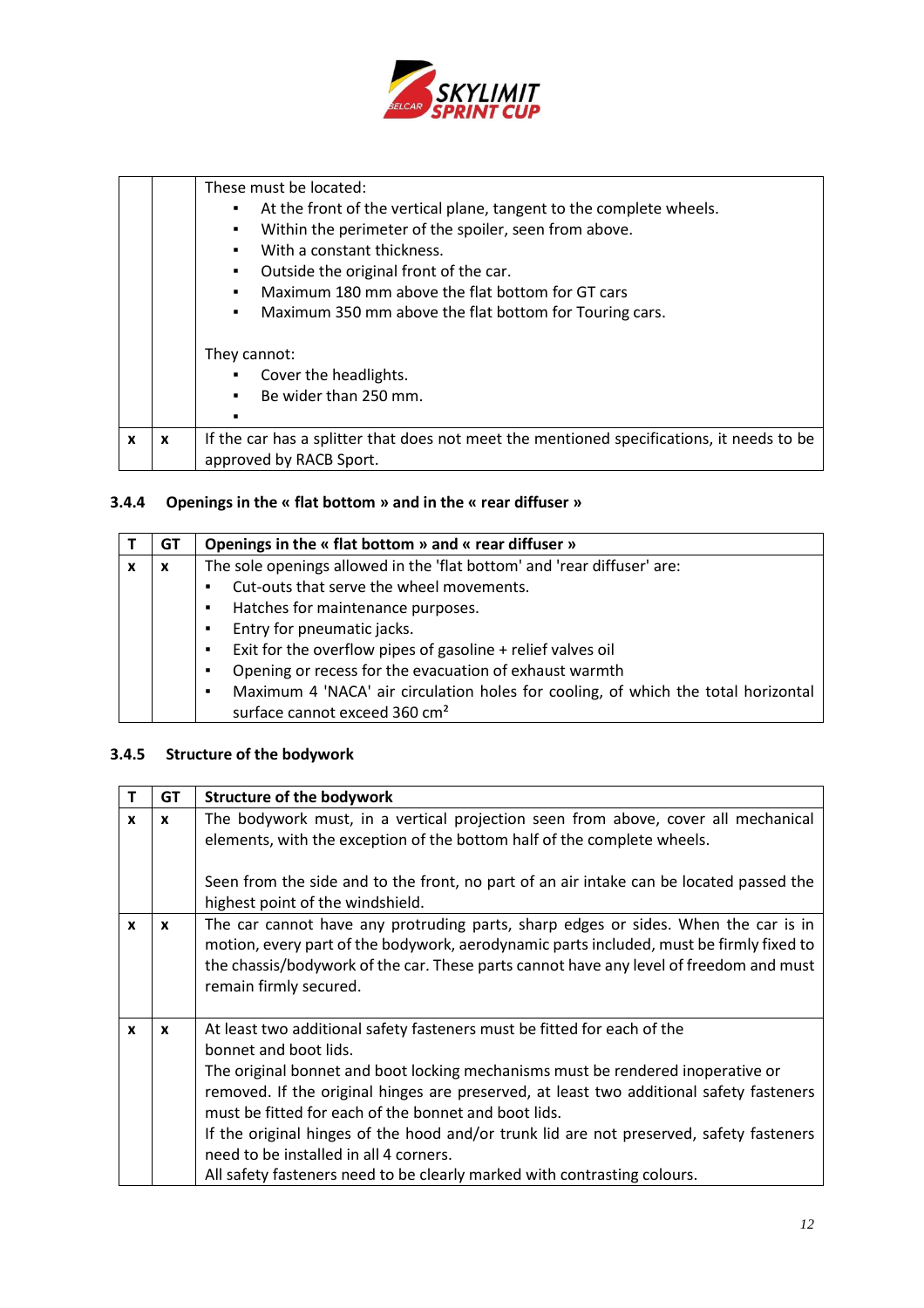|  |  | These must be located:<br>▪ At the front of the vertical plane, tangent to the complete wheels.<br>▪ Within the perimeter of the spoiler, seen from above.<br>▪ With a constant thickness.<br>▪ Outside the original front of the car.<br>▪ Maximum 180 mm above the flat bottom for GT cars<br>▪ Maximum 350 mm above the flat bottom for Touring cars.<br><br>They cannot:<br>▪ Cover the headlights.<br>▪ Be wider than 250 mm.<br>▪ |
|---|---|---|
| x | x | If the car has a splitter that does not meet the mentioned specifications, it needs to be approved by RACB Sport. |

### 3.4.4 Openings in the « flat bottom » and in the « rear diffuser »

| T | GT | Openings in the « flat bottom » and « rear diffuser » |
|---|---|---|
| x | x | The sole openings allowed in the 'flat bottom' and 'rear diffuser' are:<br>▪ Cut-outs that serve the wheel movements.<br>▪ Hatches for maintenance purposes.<br>▪ Entry for pneumatic jacks.<br>▪ Exit for the overflow pipes of gasoline + relief valves oil<br>▪ Opening or recess for the evacuation of exhaust warmth<br>▪ Maximum 4 'NACA' air circulation holes for cooling, of which the total horizontal surface cannot exceed 360 cm² |

### 3.4.5 Structure of the bodywork

| T | GT | Structure of the bodywork |
|---|---|---|
| x | x | The bodywork must, in a vertical projection seen from above, cover all mechanical elements, with the exception of the bottom half of the complete wheels.<br><br>Seen from the side and to the front, no part of an air intake can be located passed the highest point of the windshield. |
| x | x | The car cannot have any protruding parts, sharp edges or sides. When the car is in motion, every part of the bodywork, aerodynamic parts included, must be firmly fixed to the chassis/bodywork of the car. These parts cannot have any level of freedom and must remain firmly secured. |
| x | x | At least two additional safety fasteners must be fitted for each of the bonnet and boot lids.<br>The original bonnet and boot locking mechanisms must be rendered inoperative or removed. If the original hinges are preserved, at least two additional safety fasteners must be fitted for each of the bonnet and boot lids.<br>If the original hinges of the hood and/or trunk lid are not preserved, safety fasteners need to be installed in all 4 corners.<br>All safety fasteners need to be clearly marked with contrasting colours. |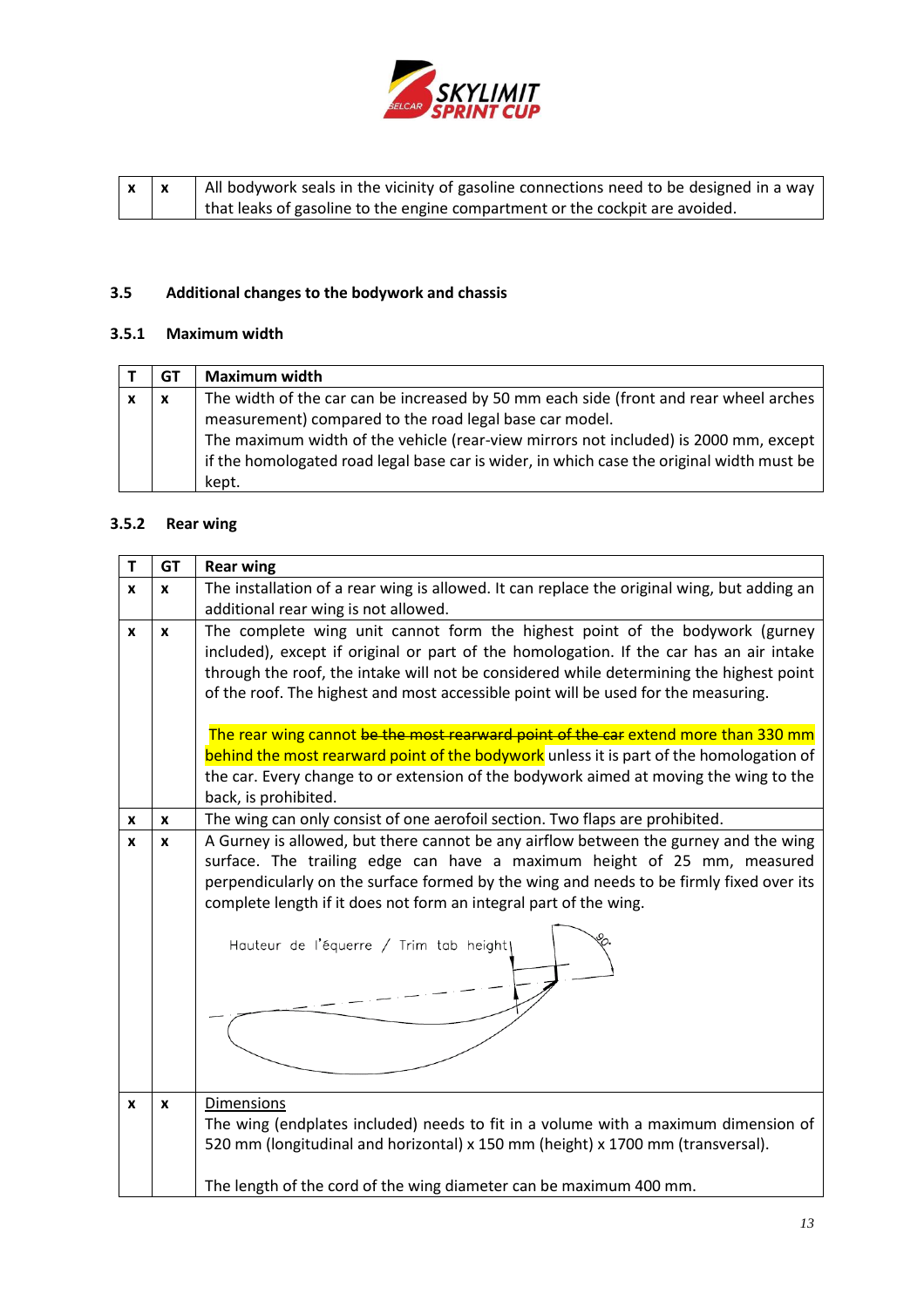| | | |
|---|---|---|
| x | x | All bodywork seals in the vicinity of gasoline connections need to be designed in a way that leaks of gasoline to the engine compartment or the cockpit are avoided. |

### 3.5 Additional changes to the bodywork and chassis

#### 3.5.1 Maximum width

| T | GT | Maximum width |
|---|---|---|
| x | x | The width of the car can be increased by 50 mm each side (front and rear wheel arches measurement) compared to the road legal base car model.<br>The maximum width of the vehicle (rear-view mirrors not included) is 2000 mm, except if the homologated road legal base car is wider, in which case the original width must be kept. |

#### 3.5.2 Rear wing

| T | GT | Rear wing |
|---|---|---|
| x | x | The installation of a rear wing is allowed. It can replace the original wing, but adding an additional rear wing is not allowed. |
| x | x | The complete wing unit cannot form the highest point of the bodywork (gurney included), except if original or part of the homologation. If the car has an air intake through the roof, the intake will not be considered while determining the highest point of the roof. The highest and most accessible point will be used for the measuring.<br><br>The rear wing cannot ~~be the most rearward point of the car~~ extend more than 330 mm behind the most rearward point of the bodywork unless it is part of the homologation of the car. Every change to or extension of the bodywork aimed at moving the wing to the back, is prohibited. |
| x | x | The wing can only consist of one aerofoil section. Two flaps are prohibited. |
| x | x | A Gurney is allowed, but there cannot be any airflow between the gurney and the wing surface. The trailing edge can have a maximum height of 25 mm, measured perpendicularly on the surface formed by the wing and needs to be firmly fixed over its complete length if it does not form an integral part of the wing.<br><br>Hauteur de l'équerre / Trim tab height<br>90° |
| x | x | Dimensions<br>The wing (endplates included) needs to fit in a volume with a maximum dimension of 520 mm (longitudinal and horizontal) x 150 mm (height) x 1700 mm (transversal).<br><br>The length of the cord of the wing diameter can be maximum 400 mm. |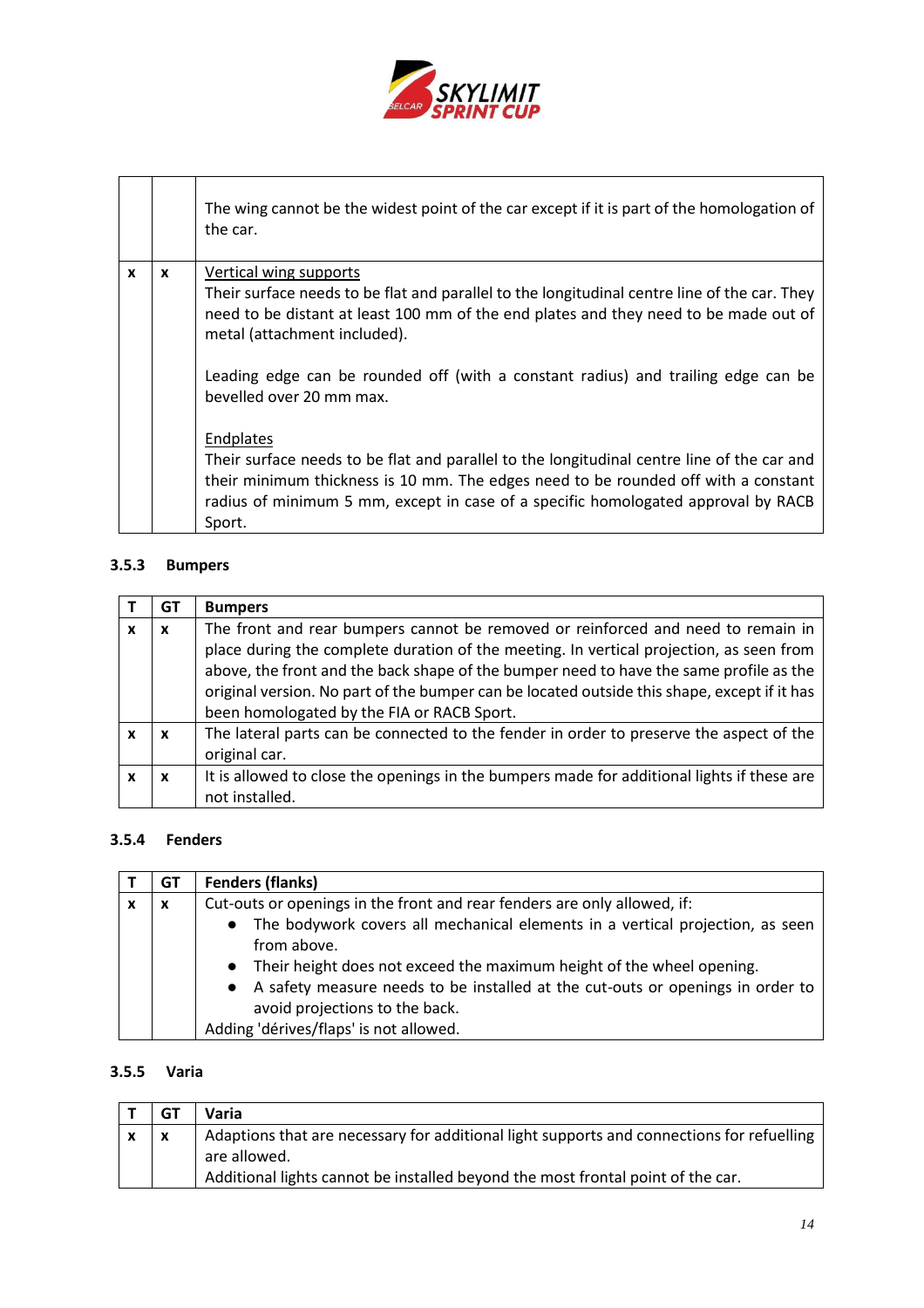| | | |
|---|---|---|
| | | The wing cannot be the widest point of the car except if it is part of the homologation of the car. |
| x | x | Vertical wing supports<br>Their surface needs to be flat and parallel to the longitudinal centre line of the car. They need to be distant at least 100 mm of the end plates and they need to be made out of metal (attachment included).<br><br>Leading edge can be rounded off (with a constant radius) and trailing edge can be bevelled over 20 mm max.<br><br>Endplates<br>Their surface needs to be flat and parallel to the longitudinal centre line of the car and their minimum thickness is 10 mm. The edges need to be rounded off with a constant radius of minimum 5 mm, except in case of a specific homologated approval by RACB Sport. |

### 3.5.3 Bumpers

| T | GT | **Bumpers** |
|---|---|---|
| x | x | The front and rear bumpers cannot be removed or reinforced and need to remain in place during the complete duration of the meeting. In vertical projection, as seen from above, the front and the back shape of the bumper need to have the same profile as the original version. No part of the bumper can be located outside this shape, except if it has been homologated by the FIA or RACB Sport. |
| x | x | The lateral parts can be connected to the fender in order to preserve the aspect of the original car. |
| x | x | It is allowed to close the openings in the bumpers made for additional lights if these are not installed. |

### 3.5.4 Fenders

| T | GT | **Fenders (flanks)** |
|---|---|---|
| x | x | Cut-outs or openings in the front and rear fenders are only allowed, if:<br>• The bodywork covers all mechanical elements in a vertical projection, as seen from above.<br>• Their height does not exceed the maximum height of the wheel opening.<br>• A safety measure needs to be installed at the cut-outs or openings in order to avoid projections to the back.<br>Adding 'dérives/flaps' is not allowed. |

### 3.5.5 Varia

| T | GT | **Varia** |
|---|---|---|
| x | x | Adaptions that are necessary for additional light supports and connections for refuelling are allowed.<br>Additional lights cannot be installed beyond the most frontal point of the car. |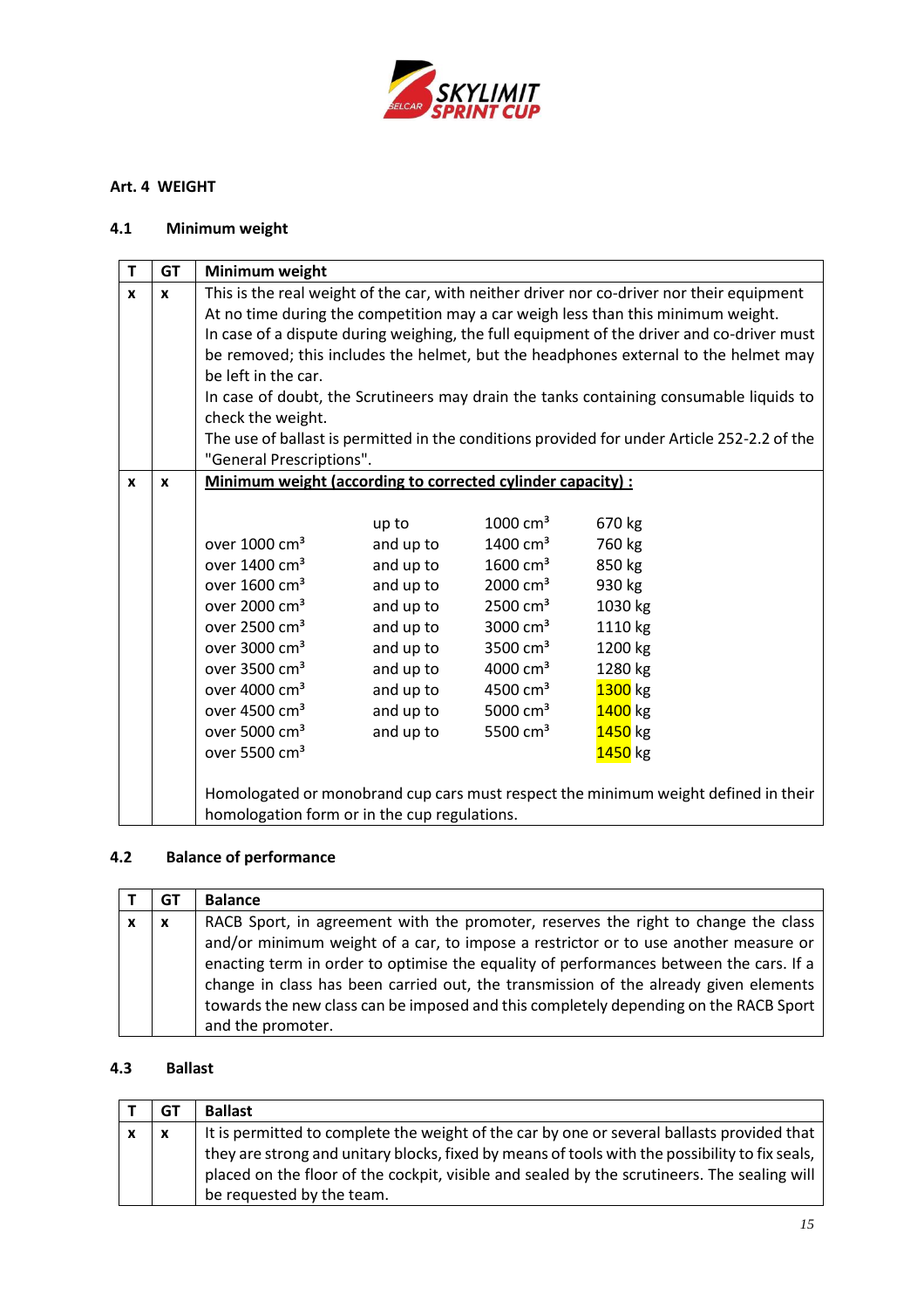## Art. 4 WEIGHT

### 4.1 Minimum weight

| T | GT | Minimum weight |
|---|---|---|
| x | x | This is the real weight of the car, with neither driver nor co-driver nor their equipment<br>At no time during the competition may a car weigh less than this minimum weight.<br>In case of a dispute during weighing, the full equipment of the driver and co-driver must be removed; this includes the helmet, but the headphones external to the helmet may be left in the car.<br>In case of doubt, the Scrutineers may drain the tanks containing consumable liquids to check the weight.<br>The use of ballast is permitted in the conditions provided for under Article 252-2.2 of the "General Prescriptions". |
| x | x | **Minimum weight (according to corrected cylinder capacity) :**<br><br>up to 1000 cm³ – 670 kg<br>over 1000 cm³ and up to 1400 cm³ – 760 kg<br>over 1400 cm³ and up to 1600 cm³ – 850 kg<br>over 1600 cm³ and up to 2000 cm³ – 930 kg<br>over 2000 cm³ and up to 2500 cm³ – 1030 kg<br>over 2500 cm³ and up to 3000 cm³ – 1110 kg<br>over 3000 cm³ and up to 3500 cm³ – 1200 kg<br>over 3500 cm³ and up to 4000 cm³ – 1280 kg<br>over 4000 cm³ and up to 4500 cm³ – 1300 kg<br>over 4500 cm³ and up to 5000 cm³ – 1400 kg<br>over 5000 cm³ and up to 5500 cm³ – 1450 kg<br>over 5500 cm³ – 1450 kg<br><br>Homologated or monobrand cup cars must respect the minimum weight defined in their homologation form or in the cup regulations. |

### 4.2 Balance of performance

| T | GT | Balance |
|---|---|---|
| x | x | RACB Sport, in agreement with the promoter, reserves the right to change the class and/or minimum weight of a car, to impose a restrictor or to use another measure or enacting term in order to optimise the equality of performances between the cars. If a change in class has been carried out, the transmission of the already given elements towards the new class can be imposed and this completely depending on the RACB Sport and the promoter. |

### 4.3 Ballast

| T | GT | Ballast |
|---|---|---|
| x | x | It is permitted to complete the weight of the car by one or several ballasts provided that they are strong and unitary blocks, fixed by means of tools with the possibility to fix seals, placed on the floor of the cockpit, visible and sealed by the scrutineers. The sealing will be requested by the team. |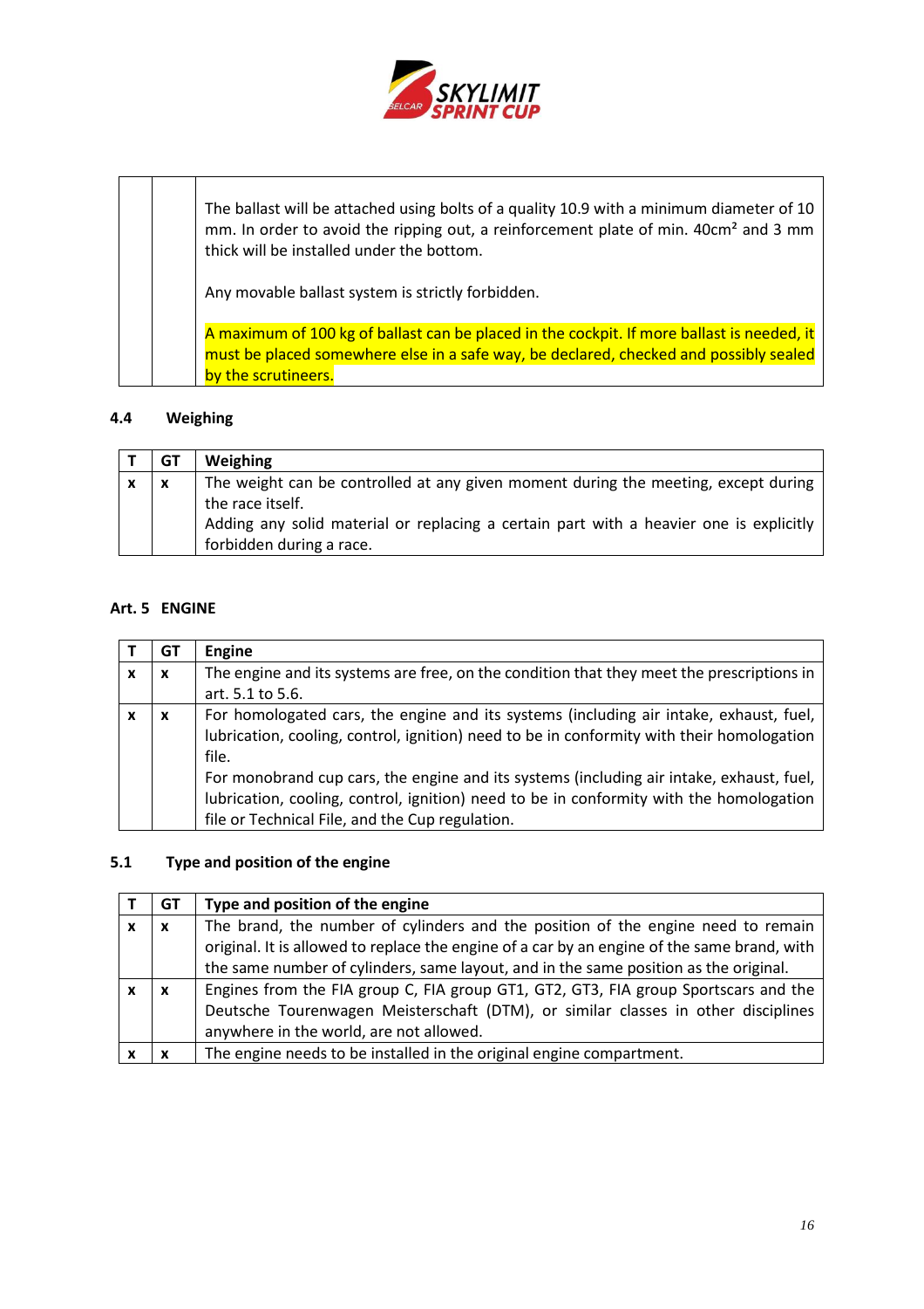| | | |
|---|---|---|
| | | The ballast will be attached using bolts of a quality 10.9 with a minimum diameter of 10 mm. In order to avoid the ripping out, a reinforcement plate of min. 40cm² and 3 mm thick will be installed under the bottom.<br><br>Any movable ballast system is strictly forbidden.<br><br>A maximum of 100 kg of ballast can be placed in the cockpit. If more ballast is needed, it must be placed somewhere else in a safe way, be declared, checked and possibly sealed by the scrutineers. |

### 4.4 Weighing

| T | GT | Weighing |
|---|---|---|
| x | x | The weight can be controlled at any given moment during the meeting, except during the race itself.<br>Adding any solid material or replacing a certain part with a heavier one is explicitly forbidden during a race. |

## Art. 5 ENGINE

| T | GT | Engine |
|---|---|---|
| x | x | The engine and its systems are free, on the condition that they meet the prescriptions in art. 5.1 to 5.6. |
| x | x | For homologated cars, the engine and its systems (including air intake, exhaust, fuel, lubrication, cooling, control, ignition) need to be in conformity with their homologation file.<br>For monobrand cup cars, the engine and its systems (including air intake, exhaust, fuel, lubrication, cooling, control, ignition) need to be in conformity with the homologation file or Technical File, and the Cup regulation. |

### 5.1 Type and position of the engine

| T | GT | Type and position of the engine |
|---|---|---|
| x | x | The brand, the number of cylinders and the position of the engine need to remain original. It is allowed to replace the engine of a car by an engine of the same brand, with the same number of cylinders, same layout, and in the same position as the original. |
| x | x | Engines from the FIA group C, FIA group GT1, GT2, GT3, FIA group Sportscars and the Deutsche Tourenwagen Meisterschaft (DTM), or similar classes in other disciplines anywhere in the world, are not allowed. |
| x | x | The engine needs to be installed in the original engine compartment. |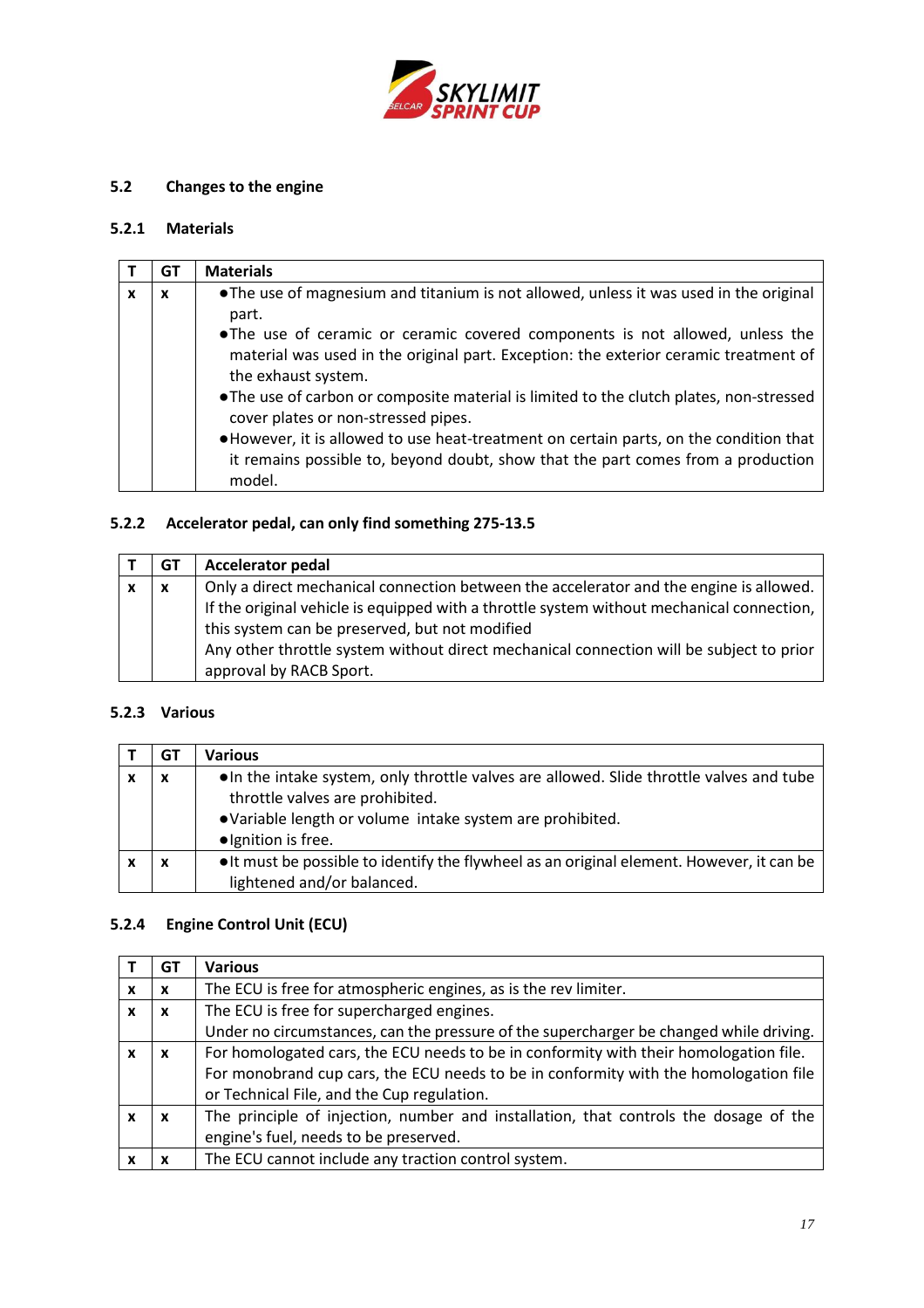## 5.2 Changes to the engine

### 5.2.1 Materials

| T | GT | Materials |
|---|---|---|
| x | x | • The use of magnesium and titanium is not allowed, unless it was used in the original part.<br>• The use of ceramic or ceramic covered components is not allowed, unless the material was used in the original part. Exception: the exterior ceramic treatment of the exhaust system.<br>• The use of carbon or composite material is limited to the clutch plates, non-stressed cover plates or non-stressed pipes.<br>• However, it is allowed to use heat-treatment on certain parts, on the condition that it remains possible to, beyond doubt, show that the part comes from a production model. |

### 5.2.2 Accelerator pedal, can only find something 275-13.5

| T | GT | Accelerator pedal |
|---|---|---|
| x | x | Only a direct mechanical connection between the accelerator and the engine is allowed. If the original vehicle is equipped with a throttle system without mechanical connection, this system can be preserved, but not modified<br>Any other throttle system without direct mechanical connection will be subject to prior approval by RACB Sport. |

### 5.2.3 Various

| T | GT | Various |
|---|---|---|
| x | x | • In the intake system, only throttle valves are allowed. Slide throttle valves and tube throttle valves are prohibited.<br>• Variable length or volume intake system are prohibited.<br>• Ignition is free. |
| x | x | • It must be possible to identify the flywheel as an original element. However, it can be lightened and/or balanced. |

### 5.2.4 Engine Control Unit (ECU)

| T | GT | Various |
|---|---|---|
| x | x | The ECU is free for atmospheric engines, as is the rev limiter. |
| x | x | The ECU is free for supercharged engines.<br>Under no circumstances, can the pressure of the supercharger be changed while driving. |
| x | x | For homologated cars, the ECU needs to be in conformity with their homologation file. For monobrand cup cars, the ECU needs to be in conformity with the homologation file or Technical File, and the Cup regulation. |
| x | x | The principle of injection, number and installation, that controls the dosage of the engine's fuel, needs to be preserved. |
| x | x | The ECU cannot include any traction control system. |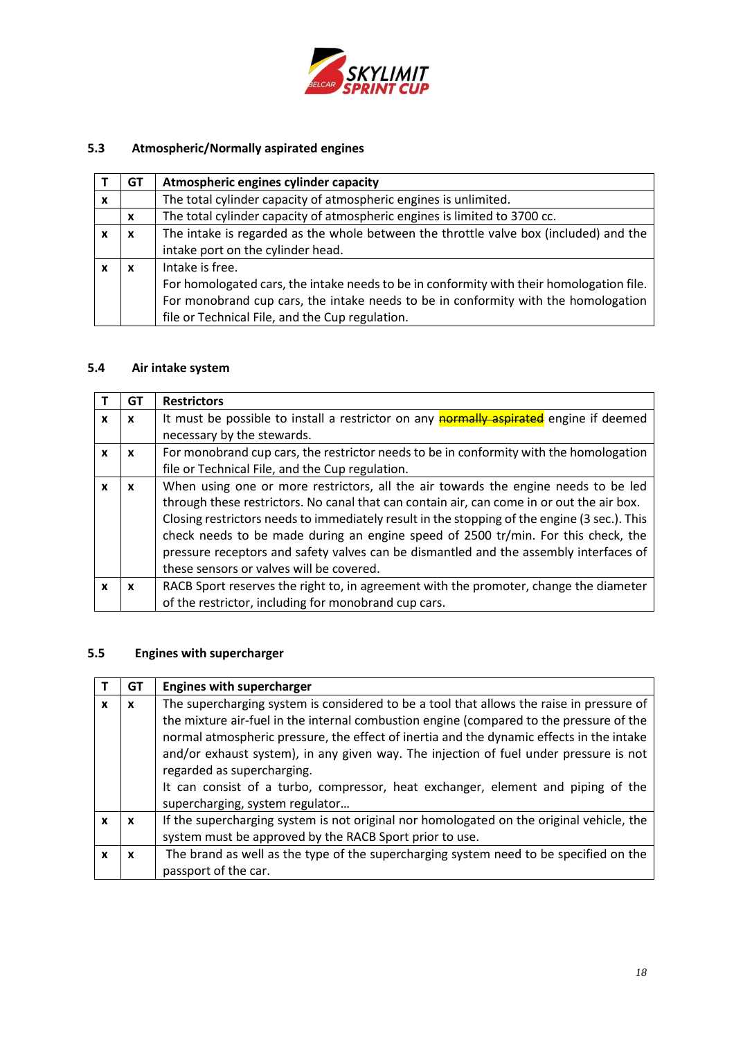## 5.3 Atmospheric/Normally aspirated engines

| T | GT | Atmospheric engines cylinder capacity |
|---|---|---|
| x | | The total cylinder capacity of atmospheric engines is unlimited. |
| | x | The total cylinder capacity of atmospheric engines is limited to 3700 cc. |
| x | x | The intake is regarded as the whole between the throttle valve box (included) and the intake port on the cylinder head. |
| x | x | Intake is free.<br>For homologated cars, the intake needs to be in conformity with their homologation file.<br>For monobrand cup cars, the intake needs to be in conformity with the homologation file or Technical File, and the Cup regulation. |

## 5.4 Air intake system

| T | GT | Restrictors |
|---|---|---|
| x | x | It must be possible to install a restrictor on any ~~normally aspirated~~ engine if deemed necessary by the stewards. |
| x | x | For monobrand cup cars, the restrictor needs to be in conformity with the homologation file or Technical File, and the Cup regulation. |
| x | x | When using one or more restrictors, all the air towards the engine needs to be led through these restrictors. No canal that can contain air, can come in or out the air box. Closing restrictors needs to immediately result in the stopping of the engine (3 sec.). This check needs to be made during an engine speed of 2500 tr/min. For this check, the pressure receptors and safety valves can be dismantled and the assembly interfaces of these sensors or valves will be covered. |
| x | x | RACB Sport reserves the right to, in agreement with the promoter, change the diameter of the restrictor, including for monobrand cup cars. |

## 5.5 Engines with supercharger

| T | GT | Engines with supercharger |
|---|---|---|
| x | x | The supercharging system is considered to be a tool that allows the raise in pressure of the mixture air-fuel in the internal combustion engine (compared to the pressure of the normal atmospheric pressure, the effect of inertia and the dynamic effects in the intake and/or exhaust system), in any given way. The injection of fuel under pressure is not regarded as supercharging.<br>It can consist of a turbo, compressor, heat exchanger, element and piping of the supercharging, system regulator… |
| x | x | If the supercharging system is not original nor homologated on the original vehicle, the system must be approved by the RACB Sport prior to use. |
| x | x | The brand as well as the type of the supercharging system need to be specified on the passport of the car. |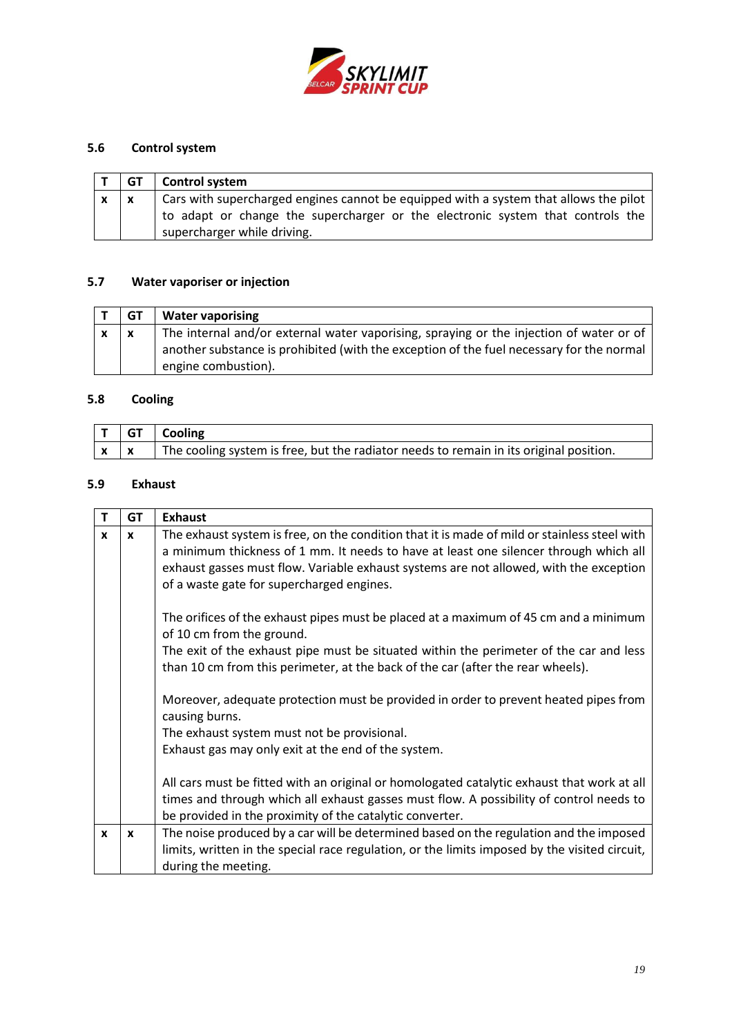### 5.6 Control system

| T | GT | Control system |
|---|---|---|
| x | x | Cars with supercharged engines cannot be equipped with a system that allows the pilot to adapt or change the supercharger or the electronic system that controls the supercharger while driving. |

### 5.7 Water vaporiser or injection

| T | GT | Water vaporising |
|---|---|---|
| x | x | The internal and/or external water vaporising, spraying or the injection of water or of another substance is prohibited (with the exception of the fuel necessary for the normal engine combustion). |

### 5.8 Cooling

| T | GT | Cooling |
|---|---|---|
| x | x | The cooling system is free, but the radiator needs to remain in its original position. |

### 5.9 Exhaust

| T | GT | Exhaust |
|---|---|---|
| x | x | The exhaust system is free, on the condition that it is made of mild or stainless steel with a minimum thickness of 1 mm. It needs to have at least one silencer through which all exhaust gasses must flow. Variable exhaust systems are not allowed, with the exception of a waste gate for supercharged engines.<br><br>The orifices of the exhaust pipes must be placed at a maximum of 45 cm and a minimum of 10 cm from the ground.<br>The exit of the exhaust pipe must be situated within the perimeter of the car and less than 10 cm from this perimeter, at the back of the car (after the rear wheels).<br><br>Moreover, adequate protection must be provided in order to prevent heated pipes from causing burns.<br>The exhaust system must not be provisional.<br>Exhaust gas may only exit at the end of the system.<br><br>All cars must be fitted with an original or homologated catalytic exhaust that work at all times and through which all exhaust gasses must flow. A possibility of control needs to be provided in the proximity of the catalytic converter. |
| x | x | The noise produced by a car will be determined based on the regulation and the imposed limits, written in the special race regulation, or the limits imposed by the visited circuit, during the meeting. |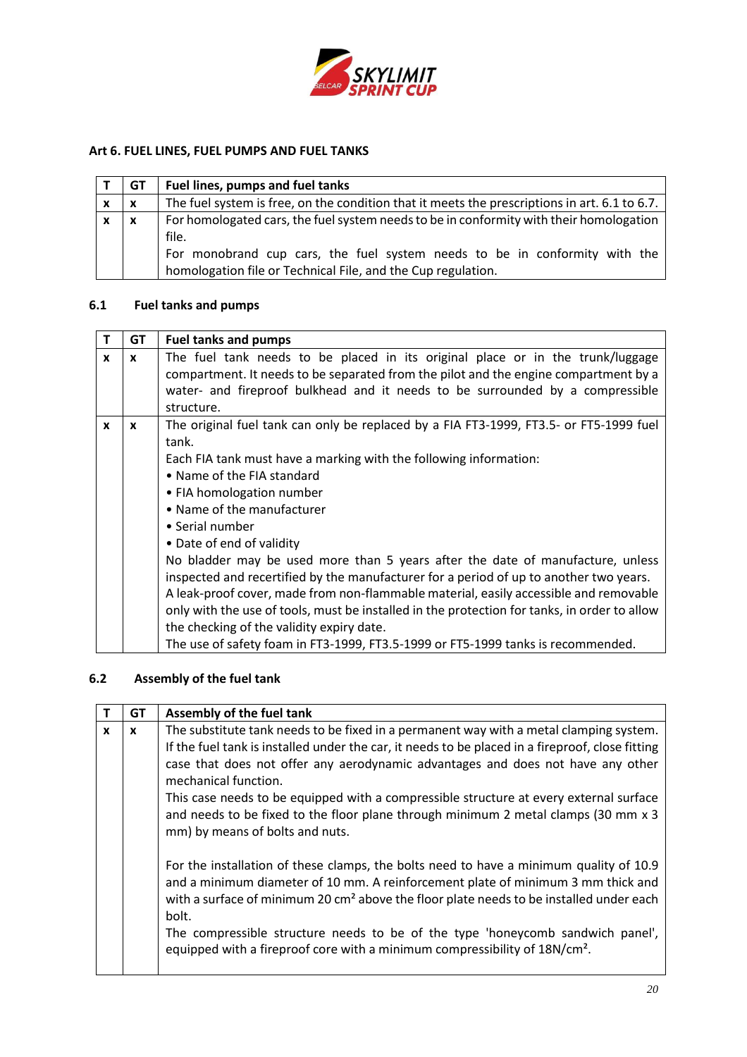## Art 6. FUEL LINES, FUEL PUMPS AND FUEL TANKS

| T | GT | Fuel lines, pumps and fuel tanks |
|---|---|---|
| x | x | The fuel system is free, on the condition that it meets the prescriptions in art. 6.1 to 6.7. |
| x | x | For homologated cars, the fuel system needs to be in conformity with their homologation file.<br>For monobrand cup cars, the fuel system needs to be in conformity with the homologation file or Technical File, and the Cup regulation. |

### 6.1 Fuel tanks and pumps

| T | GT | Fuel tanks and pumps |
|---|---|---|
| x | x | The fuel tank needs to be placed in its original place or in the trunk/luggage compartment. It needs to be separated from the pilot and the engine compartment by a water- and fireproof bulkhead and it needs to be surrounded by a compressible structure. |
| x | x | The original fuel tank can only be replaced by a FIA FT3-1999, FT3.5- or FT5-1999 fuel tank.<br>Each FIA tank must have a marking with the following information:<br>• Name of the FIA standard<br>• FIA homologation number<br>• Name of the manufacturer<br>• Serial number<br>• Date of end of validity<br>No bladder may be used more than 5 years after the date of manufacture, unless inspected and recertified by the manufacturer for a period of up to another two years.<br>A leak-proof cover, made from non-flammable material, easily accessible and removable only with the use of tools, must be installed in the protection for tanks, in order to allow the checking of the validity expiry date.<br>The use of safety foam in FT3-1999, FT3.5-1999 or FT5-1999 tanks is recommended. |

### 6.2 Assembly of the fuel tank

| T | GT | Assembly of the fuel tank |
|---|---|---|
| x | x | The substitute tank needs to be fixed in a permanent way with a metal clamping system. If the fuel tank is installed under the car, it needs to be placed in a fireproof, close fitting case that does not offer any aerodynamic advantages and does not have any other mechanical function.<br>This case needs to be equipped with a compressible structure at every external surface and needs to be fixed to the floor plane through minimum 2 metal clamps (30 mm x 3 mm) by means of bolts and nuts.<br><br>For the installation of these clamps, the bolts need to have a minimum quality of 10.9 and a minimum diameter of 10 mm. A reinforcement plate of minimum 3 mm thick and with a surface of minimum 20 cm² above the floor plate needs to be installed under each bolt.<br>The compressible structure needs to be of the type 'honeycomb sandwich panel', equipped with a fireproof core with a minimum compressibility of 18N/cm². |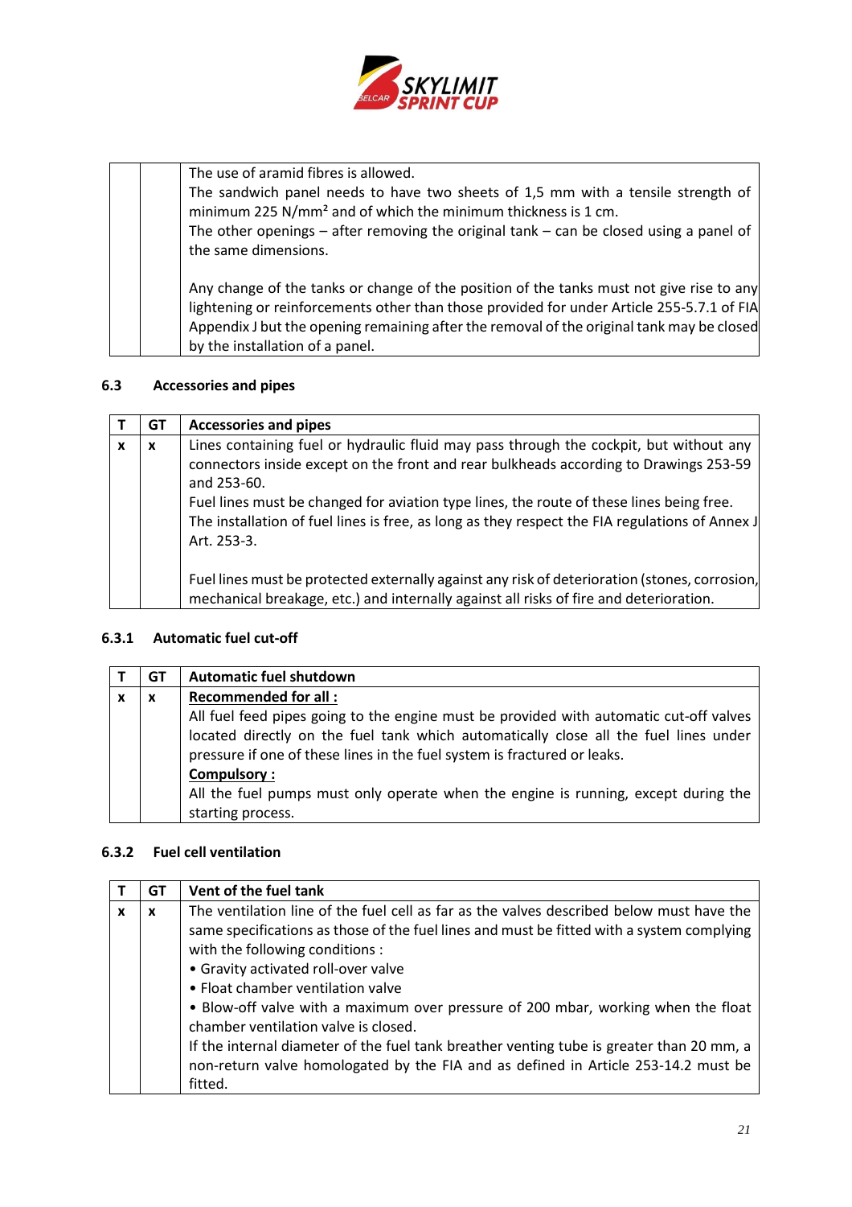| | | |
|---|---|---|
| | | The use of aramid fibres is allowed.<br>The sandwich panel needs to have two sheets of 1,5 mm with a tensile strength of minimum 225 N/mm² and of which the minimum thickness is 1 cm.<br>The other openings – after removing the original tank – can be closed using a panel of the same dimensions.<br><br>Any change of the tanks or change of the position of the tanks must not give rise to any lightening or reinforcements other than those provided for under Article 255-5.7.1 of FIA Appendix J but the opening remaining after the removal of the original tank may be closed by the installation of a panel. |

### 6.3 Accessories and pipes

| T | GT | Accessories and pipes |
|---|---|---|
| x | x | Lines containing fuel or hydraulic fluid may pass through the cockpit, but without any connectors inside except on the front and rear bulkheads according to Drawings 253-59 and 253-60.<br>Fuel lines must be changed for aviation type lines, the route of these lines being free.<br>The installation of fuel lines is free, as long as they respect the FIA regulations of Annex J Art. 253-3.<br><br>Fuel lines must be protected externally against any risk of deterioration (stones, corrosion, mechanical breakage, etc.) and internally against all risks of fire and deterioration. |

### 6.3.1 Automatic fuel cut-off

| T | GT | Automatic fuel shutdown |
|---|---|---|
| x | x | **Recommended for all :**<br>All fuel feed pipes going to the engine must be provided with automatic cut-off valves located directly on the fuel tank which automatically close all the fuel lines under pressure if one of these lines in the fuel system is fractured or leaks.<br>**Compulsory :**<br>All the fuel pumps must only operate when the engine is running, except during the starting process. |

### 6.3.2 Fuel cell ventilation

| T | GT | Vent of the fuel tank |
|---|---|---|
| x | x | The ventilation line of the fuel cell as far as the valves described below must have the same specifications as those of the fuel lines and must be fitted with a system complying with the following conditions :<br>• Gravity activated roll-over valve<br>• Float chamber ventilation valve<br>• Blow-off valve with a maximum over pressure of 200 mbar, working when the float chamber ventilation valve is closed.<br>If the internal diameter of the fuel tank breather venting tube is greater than 20 mm, a non-return valve homologated by the FIA and as defined in Article 253-14.2 must be fitted. |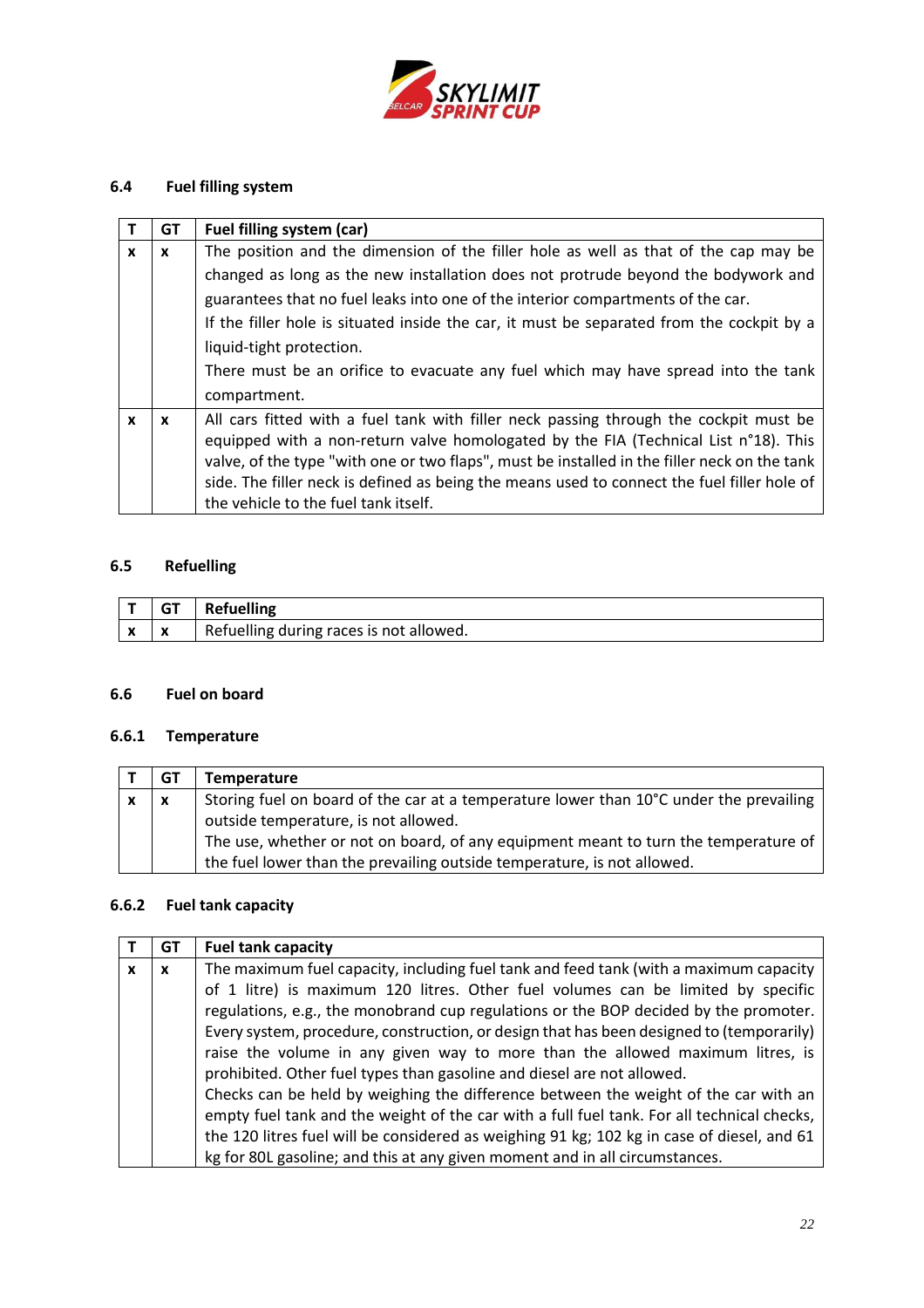### 6.4 Fuel filling system

| T | GT | Fuel filling system (car) |
|---|---|---|
| x | x | The position and the dimension of the filler hole as well as that of the cap may be changed as long as the new installation does not protrude beyond the bodywork and guarantees that no fuel leaks into one of the interior compartments of the car.<br>If the filler hole is situated inside the car, it must be separated from the cockpit by a liquid-tight protection.<br>There must be an orifice to evacuate any fuel which may have spread into the tank compartment. |
| x | x | All cars fitted with a fuel tank with filler neck passing through the cockpit must be equipped with a non-return valve homologated by the FIA (Technical List n°18). This valve, of the type "with one or two flaps", must be installed in the filler neck on the tank side. The filler neck is defined as being the means used to connect the fuel filler hole of the vehicle to the fuel tank itself. |

### 6.5 Refuelling

| T | GT | Refuelling |
|---|---|---|
| x | x | Refuelling during races is not allowed. |

### 6.6 Fuel on board

#### 6.6.1 Temperature

| T | GT | Temperature |
|---|---|---|
| x | x | Storing fuel on board of the car at a temperature lower than 10°C under the prevailing outside temperature, is not allowed.<br>The use, whether or not on board, of any equipment meant to turn the temperature of the fuel lower than the prevailing outside temperature, is not allowed. |

#### 6.6.2 Fuel tank capacity

| T | GT | Fuel tank capacity |
|---|---|---|
| x | x | The maximum fuel capacity, including fuel tank and feed tank (with a maximum capacity of 1 litre) is maximum 120 litres. Other fuel volumes can be limited by specific regulations, e.g., the monobrand cup regulations or the BOP decided by the promoter. Every system, procedure, construction, or design that has been designed to (temporarily) raise the volume in any given way to more than the allowed maximum litres, is prohibited. Other fuel types than gasoline and diesel are not allowed.<br>Checks can be held by weighing the difference between the weight of the car with an empty fuel tank and the weight of the car with a full fuel tank. For all technical checks, the 120 litres fuel will be considered as weighing 91 kg; 102 kg in case of diesel, and 61 kg for 80L gasoline; and this at any given moment and in all circumstances. |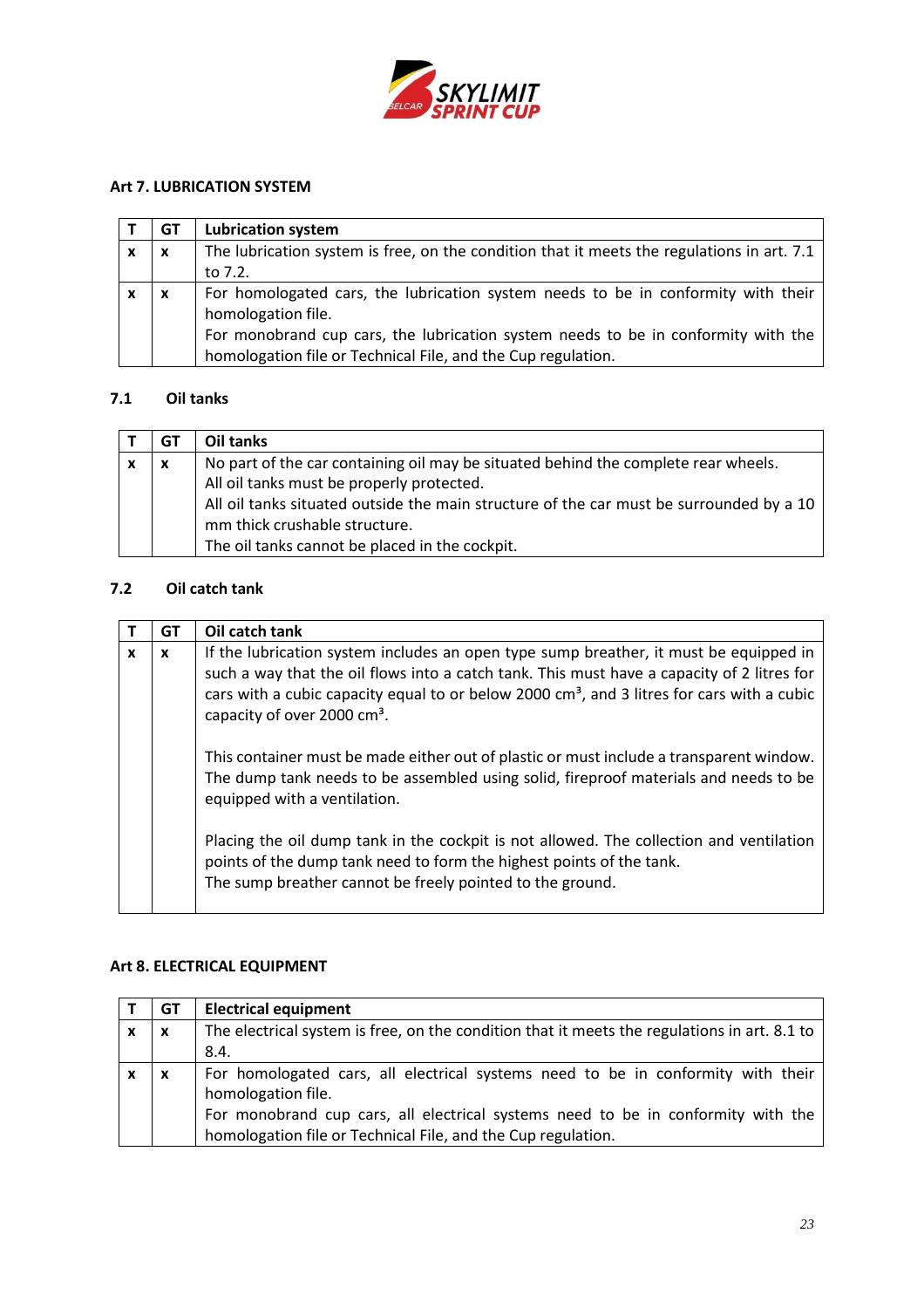## Art 7. LUBRICATION SYSTEM

| T | GT | Lubrication system |
|---|---|---|
| x | x | The lubrication system is free, on the condition that it meets the regulations in art. 7.1 to 7.2. |
| x | x | For homologated cars, the lubrication system needs to be in conformity with their homologation file.<br>For monobrand cup cars, the lubrication system needs to be in conformity with the homologation file or Technical File, and the Cup regulation. |

### 7.1 Oil tanks

| T | GT | Oil tanks |
|---|---|---|
| x | x | No part of the car containing oil may be situated behind the complete rear wheels.<br>All oil tanks must be properly protected.<br>All oil tanks situated outside the main structure of the car must be surrounded by a 10 mm thick crushable structure.<br>The oil tanks cannot be placed in the cockpit. |

### 7.2 Oil catch tank

| T | GT | Oil catch tank |
|---|---|---|
| x | x | If the lubrication system includes an open type sump breather, it must be equipped in such a way that the oil flows into a catch tank. This must have a capacity of 2 litres for cars with a cubic capacity equal to or below 2000 cm³, and 3 litres for cars with a cubic capacity of over 2000 cm³.<br><br>This container must be made either out of plastic or must include a transparent window. The dump tank needs to be assembled using solid, fireproof materials and needs to be equipped with a ventilation.<br><br>Placing the oil dump tank in the cockpit is not allowed. The collection and ventilation points of the dump tank need to form the highest points of the tank.<br>The sump breather cannot be freely pointed to the ground. |

## Art 8. ELECTRICAL EQUIPMENT

| T | GT | Electrical equipment |
|---|---|---|
| x | x | The electrical system is free, on the condition that it meets the regulations in art. 8.1 to 8.4. |
| x | x | For homologated cars, all electrical systems need to be in conformity with their homologation file.<br>For monobrand cup cars, all electrical systems need to be in conformity with the homologation file or Technical File, and the Cup regulation. |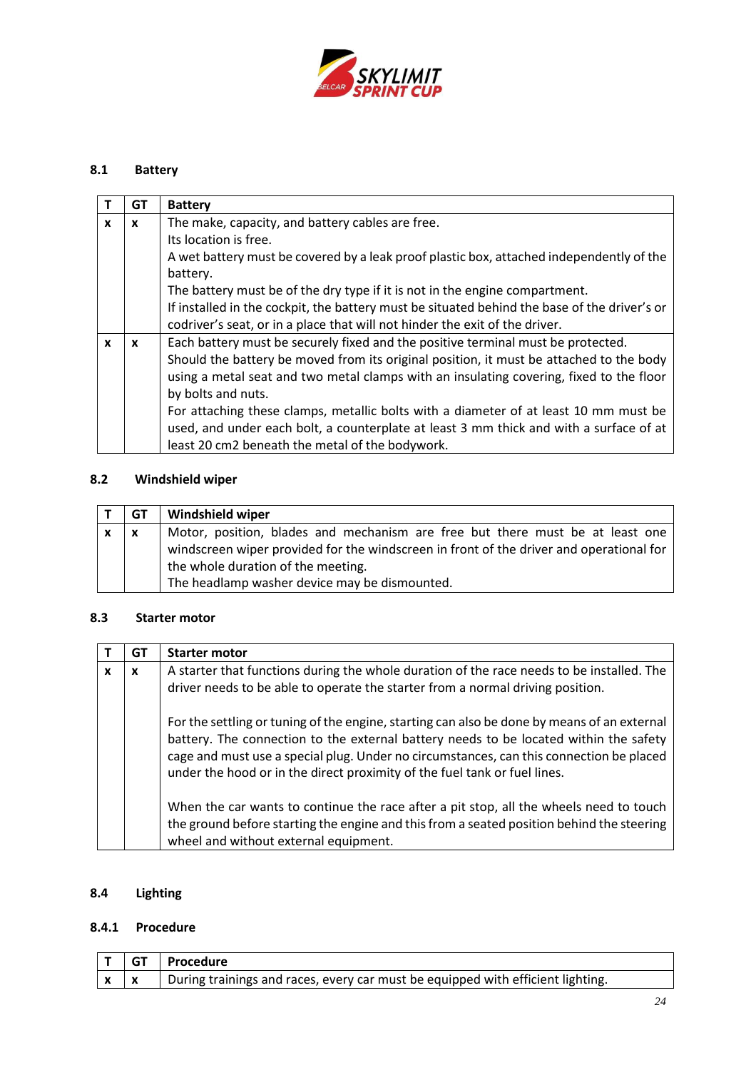### 8.1 Battery

| T | GT | Battery |
|---|---|---|
| x | x | The make, capacity, and battery cables are free.<br>Its location is free.<br>A wet battery must be covered by a leak proof plastic box, attached independently of the battery.<br>The battery must be of the dry type if it is not in the engine compartment.<br>If installed in the cockpit, the battery must be situated behind the base of the driver's or codriver's seat, or in a place that will not hinder the exit of the driver. |
| x | x | Each battery must be securely fixed and the positive terminal must be protected.<br>Should the battery be moved from its original position, it must be attached to the body using a metal seat and two metal clamps with an insulating covering, fixed to the floor by bolts and nuts.<br>For attaching these clamps, metallic bolts with a diameter of at least 10 mm must be used, and under each bolt, a counterplate at least 3 mm thick and with a surface of at least 20 cm2 beneath the metal of the bodywork. |

### 8.2 Windshield wiper

| T | GT | Windshield wiper |
|---|---|---|
| x | x | Motor, position, blades and mechanism are free but there must be at least one windscreen wiper provided for the windscreen in front of the driver and operational for the whole duration of the meeting.<br>The headlamp washer device may be dismounted. |

### 8.3 Starter motor

| T | GT | Starter motor |
|---|---|---|
| x | x | A starter that functions during the whole duration of the race needs to be installed. The driver needs to be able to operate the starter from a normal driving position.<br><br>For the settling or tuning of the engine, starting can also be done by means of an external battery. The connection to the external battery needs to be located within the safety cage and must use a special plug. Under no circumstances, can this connection be placed under the hood or in the direct proximity of the fuel tank or fuel lines.<br><br>When the car wants to continue the race after a pit stop, all the wheels need to touch the ground before starting the engine and this from a seated position behind the steering wheel and without external equipment. |

### 8.4 Lighting

#### 8.4.1 Procedure

| T | GT | Procedure |
|---|---|---|
| x | x | During trainings and races, every car must be equipped with efficient lighting. |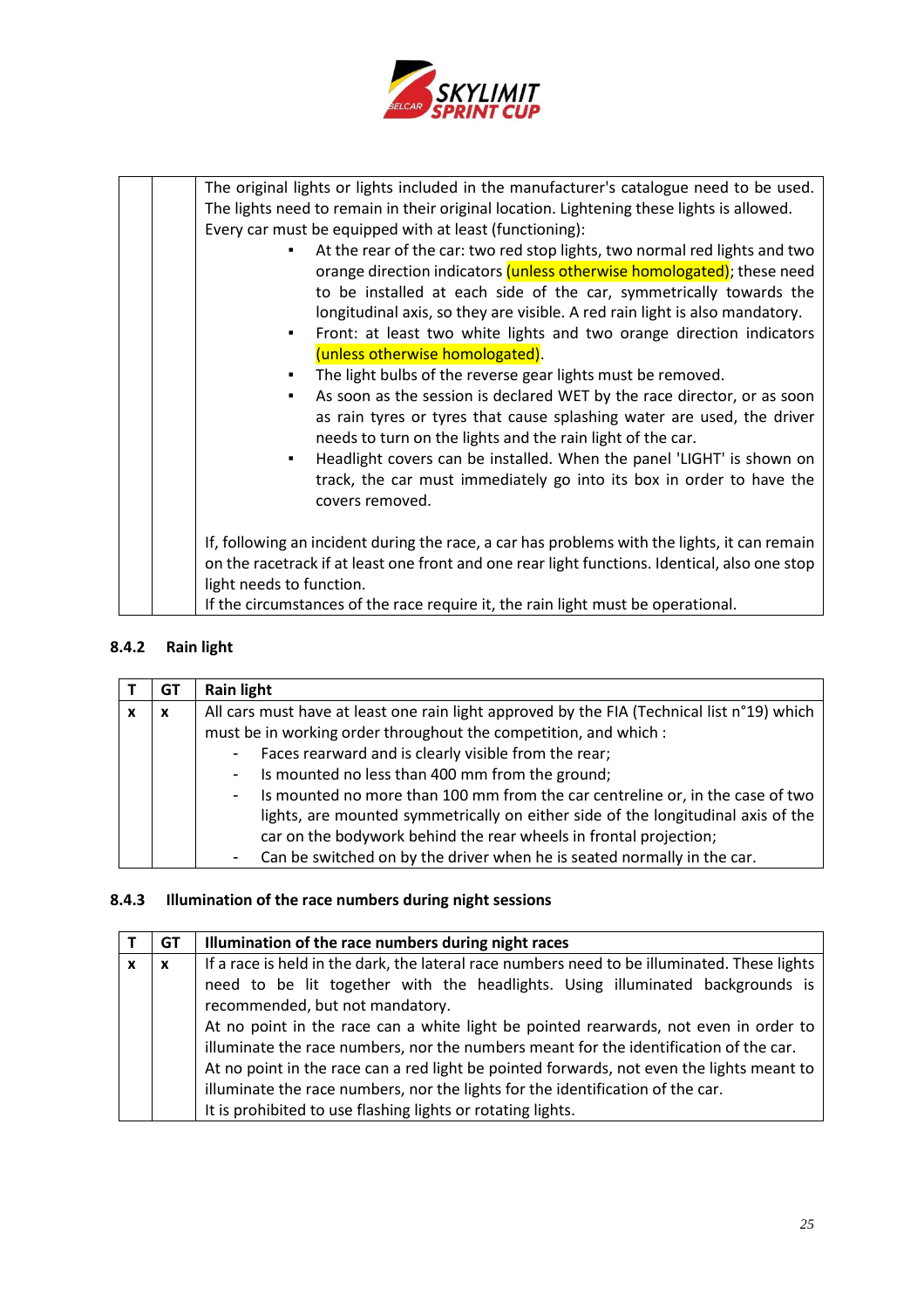| | | |
|---|---|---|
| | | The original lights or lights included in the manufacturer's catalogue need to be used. The lights need to remain in their original location. Lightening these lights is allowed. Every car must be equipped with at least (functioning):<br>▪ At the rear of the car: two red stop lights, two normal red lights and two orange direction indicators (unless otherwise homologated); these need to be installed at each side of the car, symmetrically towards the longitudinal axis, so they are visible. A red rain light is also mandatory.<br>▪ Front: at least two white lights and two orange direction indicators (unless otherwise homologated).<br>▪ The light bulbs of the reverse gear lights must be removed.<br>▪ As soon as the session is declared WET by the race director, or as soon as rain tyres or tyres that cause splashing water are used, the driver needs to turn on the lights and the rain light of the car.<br>▪ Headlight covers can be installed. When the panel 'LIGHT' is shown on track, the car must immediately go into its box in order to have the covers removed.<br><br>If, following an incident during the race, a car has problems with the lights, it can remain on the racetrack if at least one front and one rear light functions. Identical, also one stop light needs to function.<br>If the circumstances of the race require it, the rain light must be operational. |

### 8.4.2 Rain light

| T | GT | Rain light |
|---|---|---|
| x | x | All cars must have at least one rain light approved by the FIA (Technical list n°19) which must be in working order throughout the competition, and which :<br>- Faces rearward and is clearly visible from the rear;<br>- Is mounted no less than 400 mm from the ground;<br>- Is mounted no more than 100 mm from the car centreline or, in the case of two lights, are mounted symmetrically on either side of the longitudinal axis of the car on the bodywork behind the rear wheels in frontal projection;<br>- Can be switched on by the driver when he is seated normally in the car. |

### 8.4.3 Illumination of the race numbers during night sessions

| T | GT | Illumination of the race numbers during night races |
|---|---|---|
| x | x | If a race is held in the dark, the lateral race numbers need to be illuminated. These lights need to be lit together with the headlights. Using illuminated backgrounds is recommended, but not mandatory.<br>At no point in the race can a white light be pointed rearwards, not even in order to illuminate the race numbers, nor the numbers meant for the identification of the car.<br>At no point in the race can a red light be pointed forwards, not even the lights meant to illuminate the race numbers, nor the lights for the identification of the car.<br>It is prohibited to use flashing lights or rotating lights. |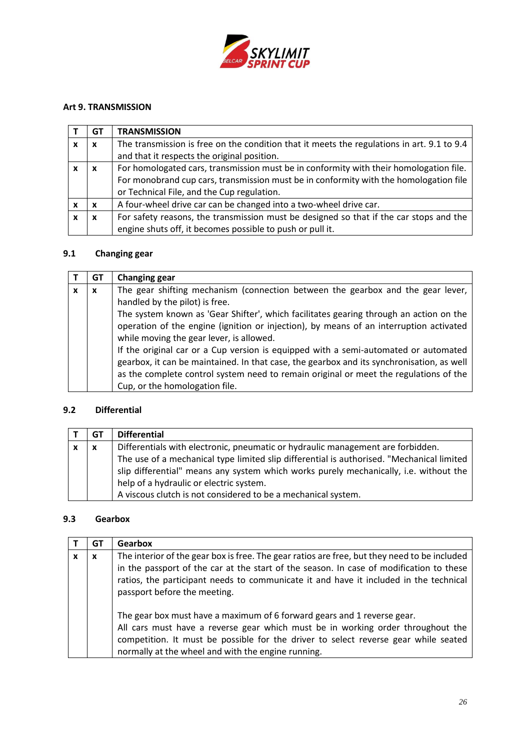## Art 9. TRANSMISSION

| T | GT | TRANSMISSION |
|---|---|---|
| x | x | The transmission is free on the condition that it meets the regulations in art. 9.1 to 9.4 and that it respects the original position. |
| x | x | For homologated cars, transmission must be in conformity with their homologation file. For monobrand cup cars, transmission must be in conformity with the homologation file or Technical File, and the Cup regulation. |
| x | x | A four-wheel drive car can be changed into a two-wheel drive car. |
| x | x | For safety reasons, the transmission must be designed so that if the car stops and the engine shuts off, it becomes possible to push or pull it. |

### 9.1 Changing gear

| T | GT | Changing gear |
|---|---|---|
| x | x | The gear shifting mechanism (connection between the gearbox and the gear lever, handled by the pilot) is free. The system known as 'Gear Shifter', which facilitates gearing through an action on the operation of the engine (ignition or injection), by means of an interruption activated while moving the gear lever, is allowed. If the original car or a Cup version is equipped with a semi-automated or automated gearbox, it can be maintained. In that case, the gearbox and its synchronisation, as well as the complete control system need to remain original or meet the regulations of the Cup, or the homologation file. |

### 9.2 Differential

| T | GT | Differential |
|---|---|---|
| x | x | Differentials with electronic, pneumatic or hydraulic management are forbidden. The use of a mechanical type limited slip differential is authorised. "Mechanical limited slip differential" means any system which works purely mechanically, i.e. without the help of a hydraulic or electric system. A viscous clutch is not considered to be a mechanical system. |

### 9.3 Gearbox

| T | GT | Gearbox |
|---|---|---|
| x | x | The interior of the gear box is free. The gear ratios are free, but they need to be included in the passport of the car at the start of the season. In case of modification to these ratios, the participant needs to communicate it and have it included in the technical passport before the meeting. The gear box must have a maximum of 6 forward gears and 1 reverse gear. All cars must have a reverse gear which must be in working order throughout the competition. It must be possible for the driver to select reverse gear while seated normally at the wheel and with the engine running. |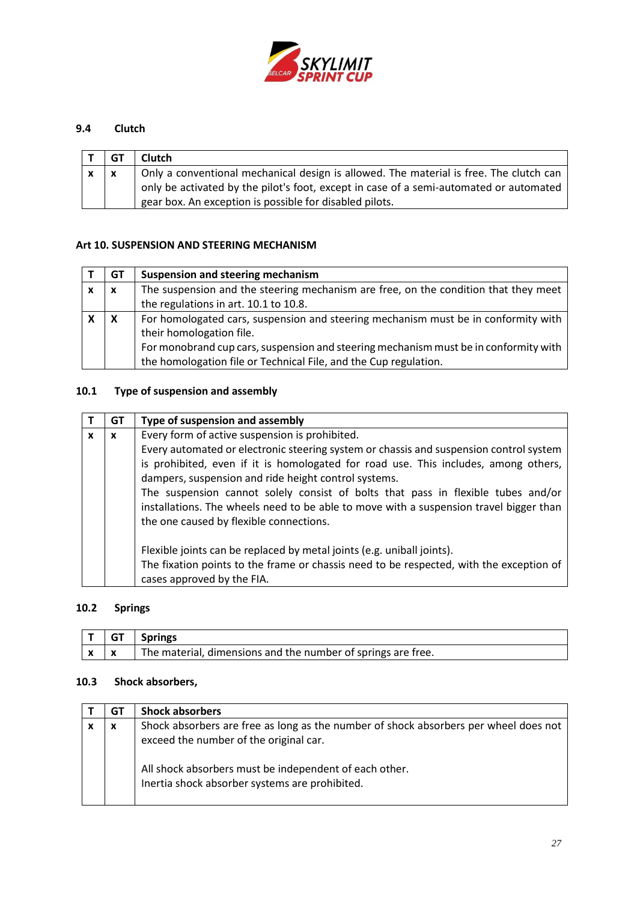### 9.4 Clutch

| T | GT | Clutch |
|---|---|---|
| x | x | Only a conventional mechanical design is allowed. The material is free. The clutch can only be activated by the pilot's foot, except in case of a semi-automated or automated gear box. An exception is possible for disabled pilots. |

## Art 10. SUSPENSION AND STEERING MECHANISM

| T | GT | Suspension and steering mechanism |
|---|---|---|
| x | x | The suspension and the steering mechanism are free, on the condition that they meet the regulations in art. 10.1 to 10.8. |
| X | X | For homologated cars, suspension and steering mechanism must be in conformity with their homologation file.<br>For monobrand cup cars, suspension and steering mechanism must be in conformity with the homologation file or Technical File, and the Cup regulation. |

### 10.1 Type of suspension and assembly

| T | GT | Type of suspension and assembly |
|---|---|---|
| x | x | Every form of active suspension is prohibited.<br>Every automated or electronic steering system or chassis and suspension control system is prohibited, even if it is homologated for road use. This includes, among others, dampers, suspension and ride height control systems.<br>The suspension cannot solely consist of bolts that pass in flexible tubes and/or installations. The wheels need to be able to move with a suspension travel bigger than the one caused by flexible connections.<br><br>Flexible joints can be replaced by metal joints (e.g. uniball joints).<br>The fixation points to the frame or chassis need to be respected, with the exception of cases approved by the FIA. |

### 10.2 Springs

| T | GT | Springs |
|---|---|---|
| x | x | The material, dimensions and the number of springs are free. |

### 10.3 Shock absorbers,

| T | GT | Shock absorbers |
|---|---|---|
| x | x | Shock absorbers are free as long as the number of shock absorbers per wheel does not exceed the number of the original car.<br><br>All shock absorbers must be independent of each other.<br>Inertia shock absorber systems are prohibited. |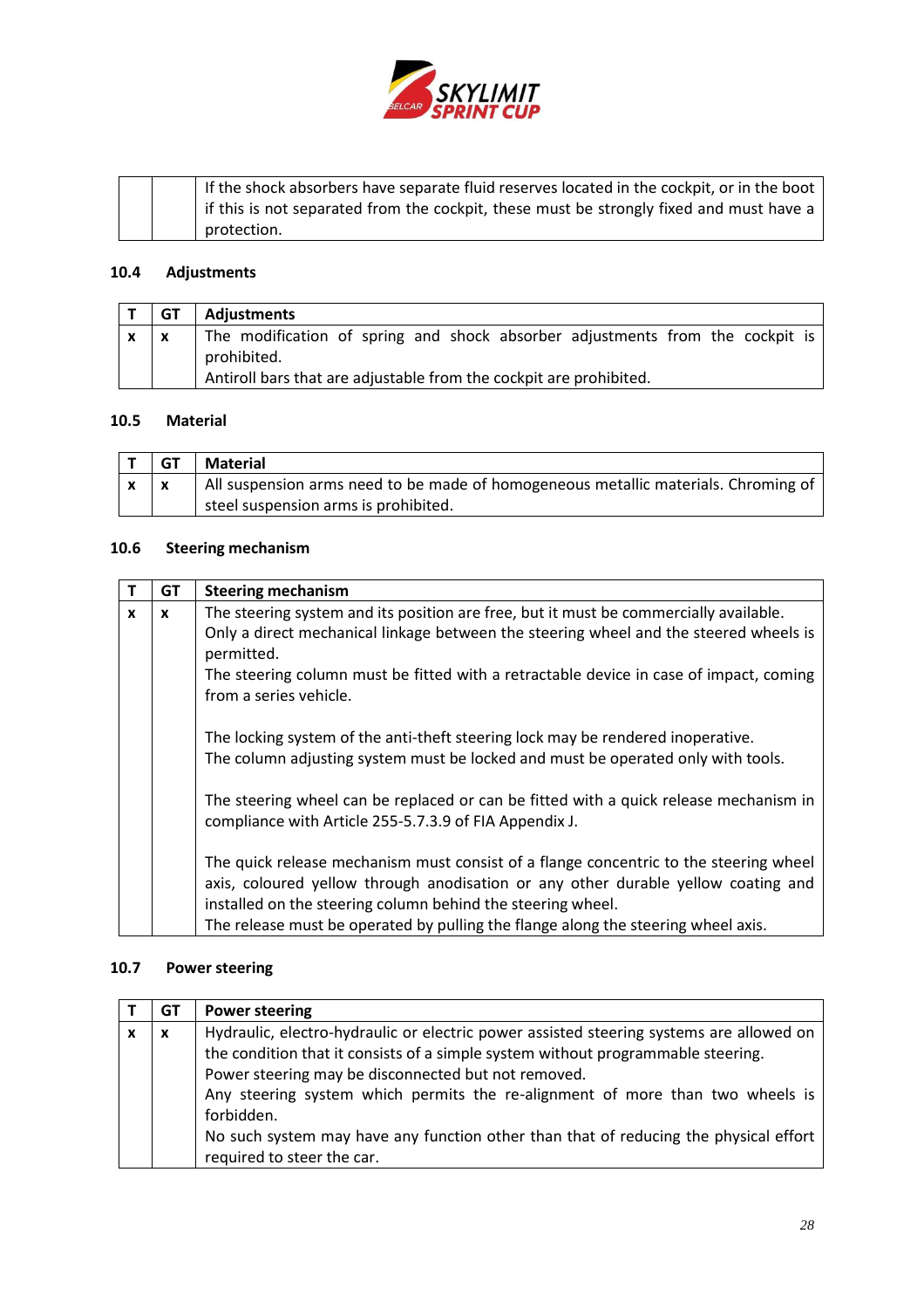| | | |
|---|---|---|
| | | If the shock absorbers have separate fluid reserves located in the cockpit, or in the boot if this is not separated from the cockpit, these must be strongly fixed and must have a protection. |

### 10.4 Adjustments

| T | GT | Adjustments |
|---|---|---|
| x | x | The modification of spring and shock absorber adjustments from the cockpit is prohibited.<br>Antiroll bars that are adjustable from the cockpit are prohibited. |

### 10.5 Material

| T | GT | Material |
|---|---|---|
| x | x | All suspension arms need to be made of homogeneous metallic materials. Chroming of steel suspension arms is prohibited. |

### 10.6 Steering mechanism

| T | GT | Steering mechanism |
|---|---|---|
| x | x | The steering system and its position are free, but it must be commercially available.<br>Only a direct mechanical linkage between the steering wheel and the steered wheels is permitted.<br>The steering column must be fitted with a retractable device in case of impact, coming from a series vehicle.<br><br>The locking system of the anti-theft steering lock may be rendered inoperative.<br>The column adjusting system must be locked and must be operated only with tools.<br><br>The steering wheel can be replaced or can be fitted with a quick release mechanism in compliance with Article 255-5.7.3.9 of FIA Appendix J.<br><br>The quick release mechanism must consist of a flange concentric to the steering wheel axis, coloured yellow through anodisation or any other durable yellow coating and installed on the steering column behind the steering wheel.<br>The release must be operated by pulling the flange along the steering wheel axis. |

### 10.7 Power steering

| T | GT | Power steering |
|---|---|---|
| x | x | Hydraulic, electro-hydraulic or electric power assisted steering systems are allowed on the condition that it consists of a simple system without programmable steering.<br>Power steering may be disconnected but not removed.<br>Any steering system which permits the re-alignment of more than two wheels is forbidden.<br>No such system may have any function other than that of reducing the physical effort required to steer the car. |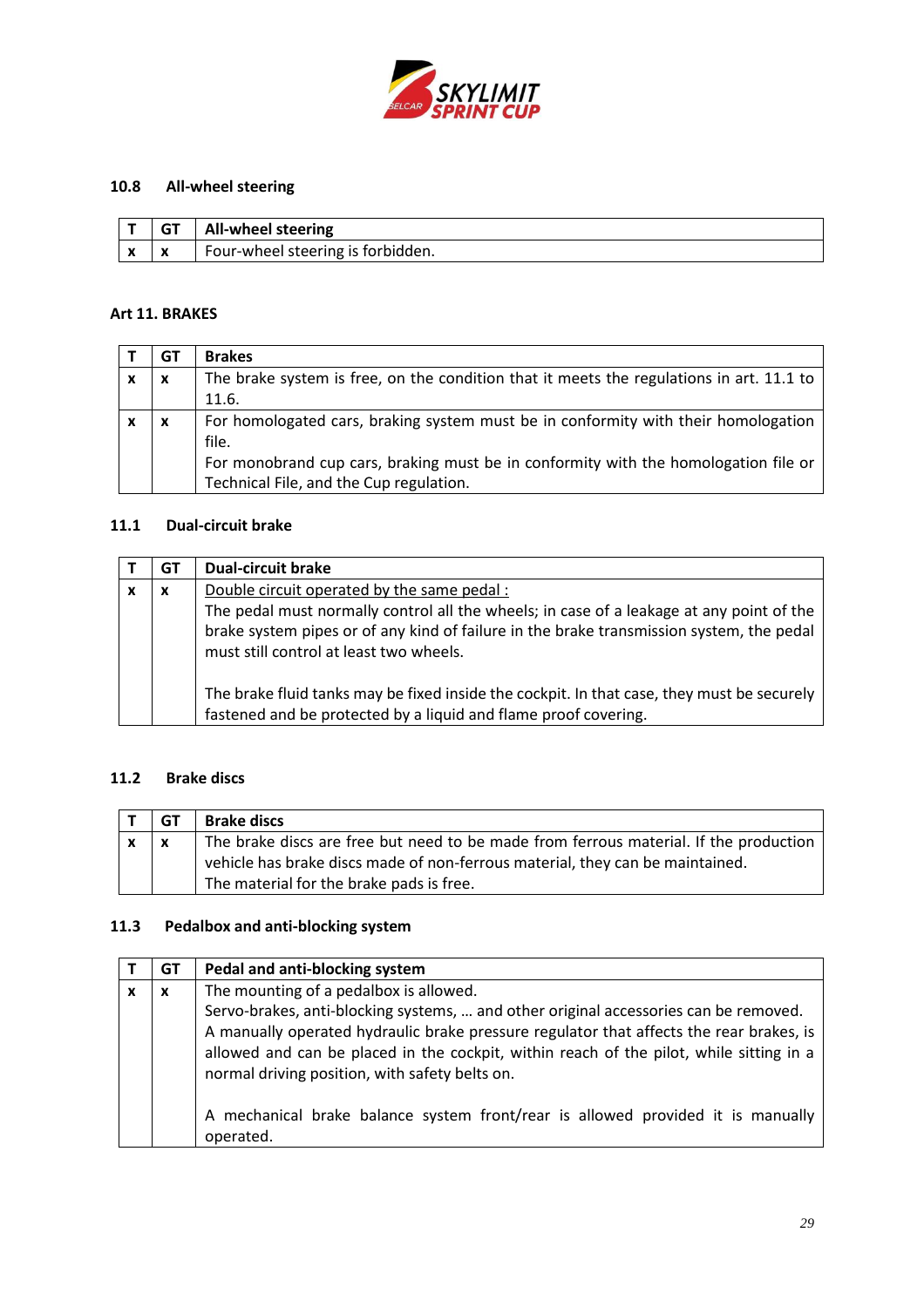### 10.8 All-wheel steering

| T | GT | All-wheel steering |
| --- | --- | --- |
| x | x | Four-wheel steering is forbidden. |

## Art 11. BRAKES

| T | GT | Brakes |
| --- | --- | --- |
| x | x | The brake system is free, on the condition that it meets the regulations in art. 11.1 to 11.6. |
| x | x | For homologated cars, braking system must be in conformity with their homologation file.<br>For monobrand cup cars, braking must be in conformity with the homologation file or Technical File, and the Cup regulation. |

### 11.1 Dual-circuit brake

| T | GT | Dual-circuit brake |
| --- | --- | --- |
| x | x | Double circuit operated by the same pedal :<br>The pedal must normally control all the wheels; in case of a leakage at any point of the brake system pipes or of any kind of failure in the brake transmission system, the pedal must still control at least two wheels.<br><br>The brake fluid tanks may be fixed inside the cockpit. In that case, they must be securely fastened and be protected by a liquid and flame proof covering. |

### 11.2 Brake discs

| T | GT | Brake discs |
| --- | --- | --- |
| x | x | The brake discs are free but need to be made from ferrous material. If the production vehicle has brake discs made of non-ferrous material, they can be maintained.<br>The material for the brake pads is free. |

### 11.3 Pedalbox and anti-blocking system

| T | GT | Pedal and anti-blocking system |
| --- | --- | --- |
| x | x | The mounting of a pedalbox is allowed.<br>Servo-brakes, anti-blocking systems, … and other original accessories can be removed.<br>A manually operated hydraulic brake pressure regulator that affects the rear brakes, is allowed and can be placed in the cockpit, within reach of the pilot, while sitting in a normal driving position, with safety belts on.<br><br>A mechanical brake balance system front/rear is allowed provided it is manually operated. |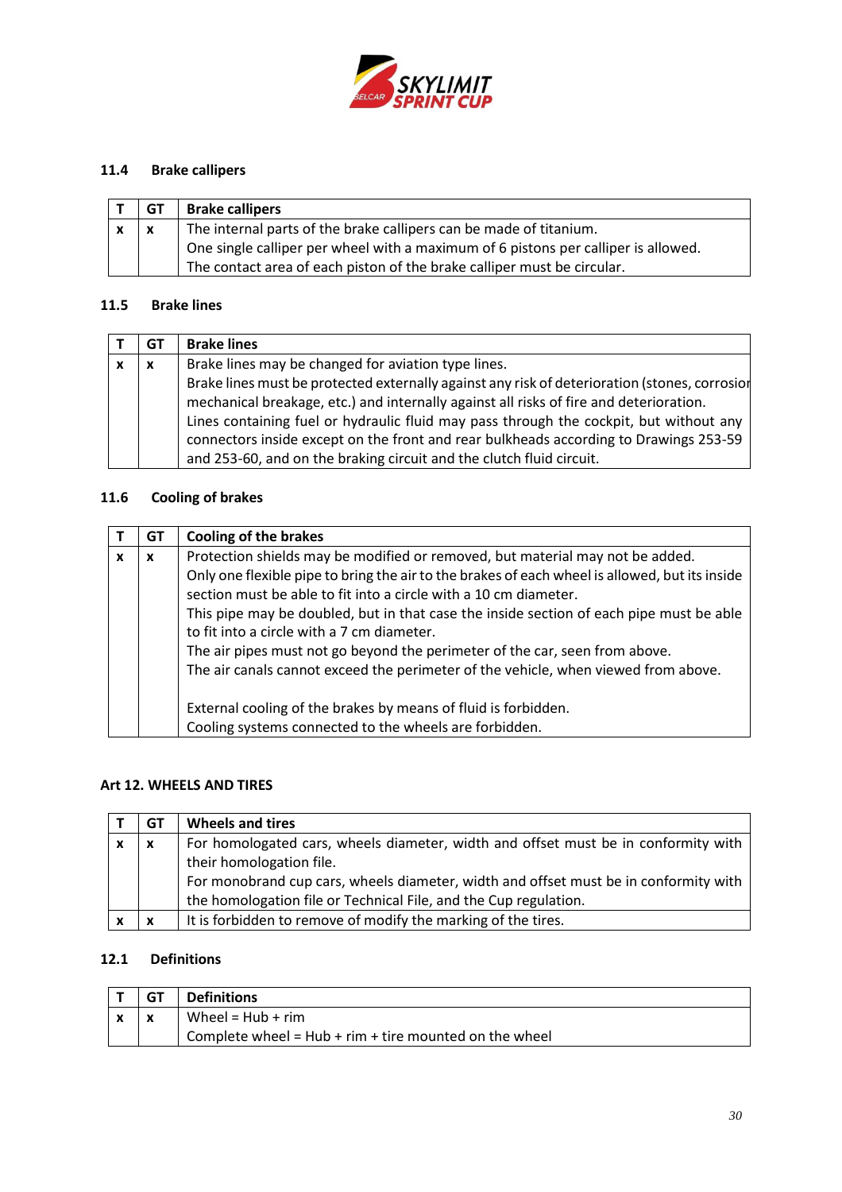### 11.4 Brake callipers

| T | GT | Brake callipers |
|---|---|---|
| x | x | The internal parts of the brake callipers can be made of titanium.<br>One single calliper per wheel with a maximum of 6 pistons per calliper is allowed.<br>The contact area of each piston of the brake calliper must be circular. |

### 11.5 Brake lines

| T | GT | Brake lines |
|---|---|---|
| x | x | Brake lines may be changed for aviation type lines.<br>Brake lines must be protected externally against any risk of deterioration (stones, corrosion mechanical breakage, etc.) and internally against all risks of fire and deterioration.<br>Lines containing fuel or hydraulic fluid may pass through the cockpit, but without any connectors inside except on the front and rear bulkheads according to Drawings 253-59 and 253-60, and on the braking circuit and the clutch fluid circuit. |

### 11.6 Cooling of brakes

| T | GT | Cooling of the brakes |
|---|---|---|
| x | x | Protection shields may be modified or removed, but material may not be added.<br>Only one flexible pipe to bring the air to the brakes of each wheel is allowed, but its inside section must be able to fit into a circle with a 10 cm diameter.<br>This pipe may be doubled, but in that case the inside section of each pipe must be able to fit into a circle with a 7 cm diameter.<br>The air pipes must not go beyond the perimeter of the car, seen from above.<br>The air canals cannot exceed the perimeter of the vehicle, when viewed from above.<br><br>External cooling of the brakes by means of fluid is forbidden.<br>Cooling systems connected to the wheels are forbidden. |

## Art 12. WHEELS AND TIRES

| T | GT | Wheels and tires |
|---|---|---|
| x | x | For homologated cars, wheels diameter, width and offset must be in conformity with their homologation file.<br>For monobrand cup cars, wheels diameter, width and offset must be in conformity with the homologation file or Technical File, and the Cup regulation. |
| x | x | It is forbidden to remove of modify the marking of the tires. |

### 12.1 Definitions

| T | GT | Definitions |
|---|---|---|
| x | x | Wheel = Hub + rim<br>Complete wheel = Hub + rim + tire mounted on the wheel |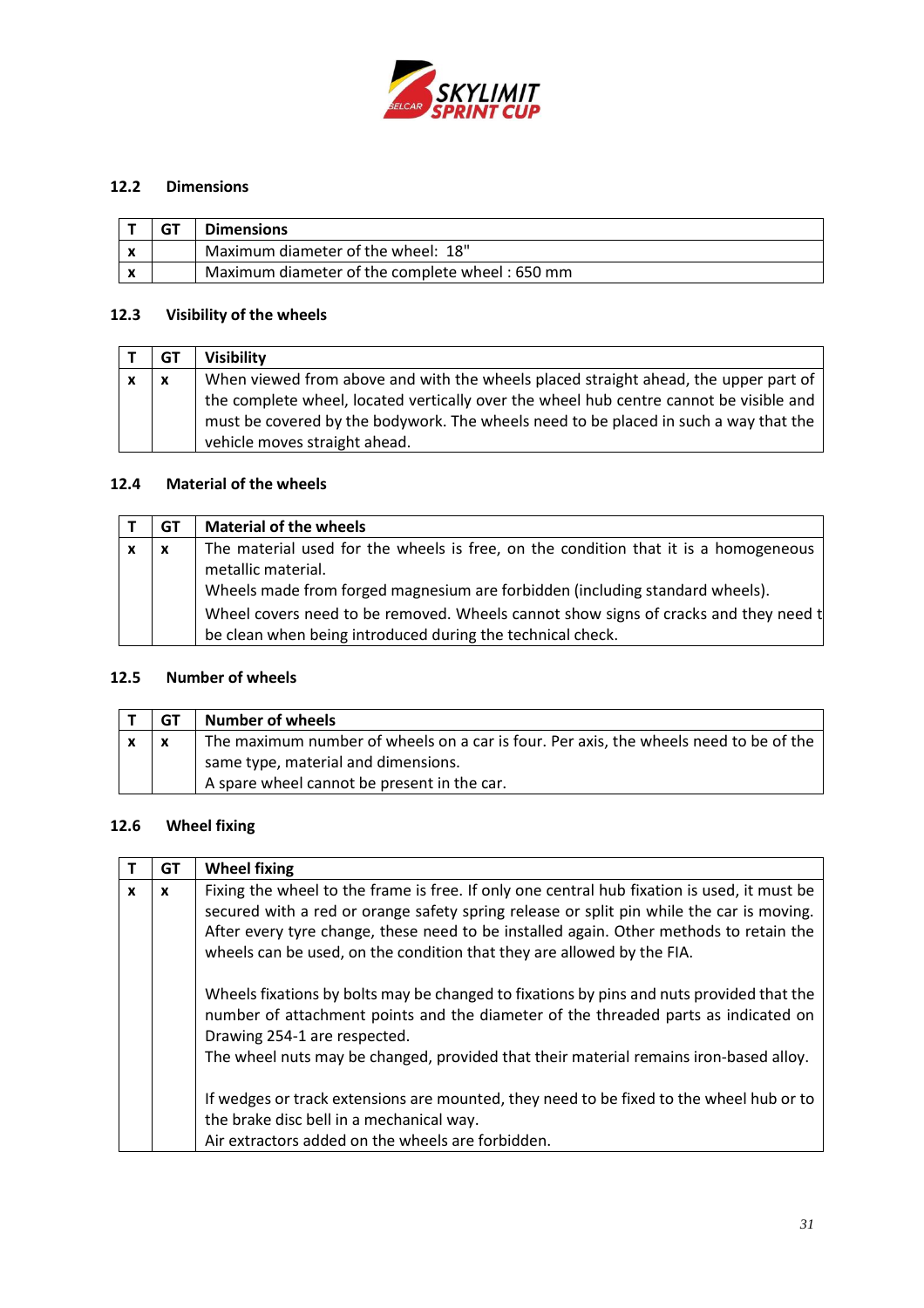### 12.2 Dimensions

| T | GT | Dimensions |
|---|---|---|
| x | | Maximum diameter of the wheel: 18" |
| x | | Maximum diameter of the complete wheel : 650 mm |

### 12.3 Visibility of the wheels

| T | GT | Visibility |
|---|---|---|
| x | x | When viewed from above and with the wheels placed straight ahead, the upper part of the complete wheel, located vertically over the wheel hub centre cannot be visible and must be covered by the bodywork. The wheels need to be placed in such a way that the vehicle moves straight ahead. |

### 12.4 Material of the wheels

| T | GT | Material of the wheels |
|---|---|---|
| x | x | The material used for the wheels is free, on the condition that it is a homogeneous metallic material.<br>Wheels made from forged magnesium are forbidden (including standard wheels).<br>Wheel covers need to be removed. Wheels cannot show signs of cracks and they need t be clean when being introduced during the technical check. |

### 12.5 Number of wheels

| T | GT | Number of wheels |
|---|---|---|
| x | x | The maximum number of wheels on a car is four. Per axis, the wheels need to be of the same type, material and dimensions.<br>A spare wheel cannot be present in the car. |

### 12.6 Wheel fixing

| T | GT | Wheel fixing |
|---|---|---|
| x | x | Fixing the wheel to the frame is free. If only one central hub fixation is used, it must be secured with a red or orange safety spring release or split pin while the car is moving. After every tyre change, these need to be installed again. Other methods to retain the wheels can be used, on the condition that they are allowed by the FIA.<br><br>Wheels fixations by bolts may be changed to fixations by pins and nuts provided that the number of attachment points and the diameter of the threaded parts as indicated on Drawing 254-1 are respected.<br>The wheel nuts may be changed, provided that their material remains iron-based alloy.<br><br>If wedges or track extensions are mounted, they need to be fixed to the wheel hub or to the brake disc bell in a mechanical way.<br>Air extractors added on the wheels are forbidden. |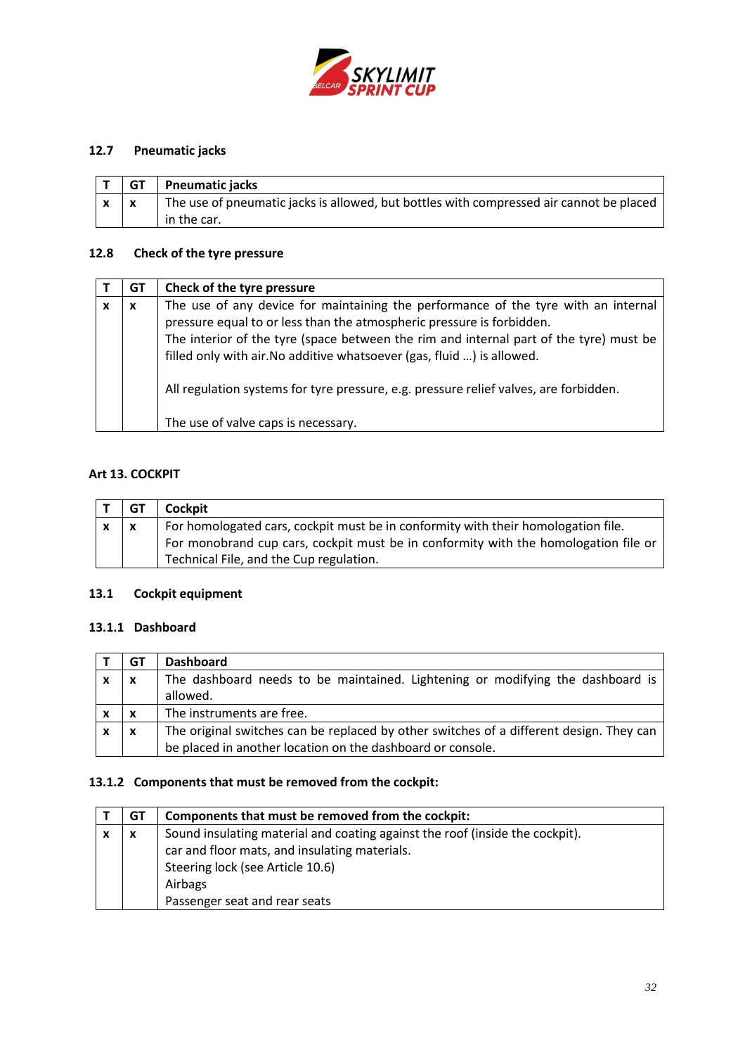### 12.7 Pneumatic jacks

| T | GT | Pneumatic jacks |
|---|---|---|
| x | x | The use of pneumatic jacks is allowed, but bottles with compressed air cannot be placed in the car. |

### 12.8 Check of the tyre pressure

| T | GT | Check of the tyre pressure |
|---|---|---|
| x | x | The use of any device for maintaining the performance of the tyre with an internal pressure equal to or less than the atmospheric pressure is forbidden.<br>The interior of the tyre (space between the rim and internal part of the tyre) must be filled only with air.No additive whatsoever (gas, fluid …) is allowed.<br><br>All regulation systems for tyre pressure, e.g. pressure relief valves, are forbidden.<br><br>The use of valve caps is necessary. |

## Art 13. COCKPIT

| T | GT | Cockpit |
|---|---|---|
| x | x | For homologated cars, cockpit must be in conformity with their homologation file.<br>For monobrand cup cars, cockpit must be in conformity with the homologation file or Technical File, and the Cup regulation. |

### 13.1 Cockpit equipment

#### 13.1.1 Dashboard

| T | GT | Dashboard |
|---|---|---|
| x | x | The dashboard needs to be maintained. Lightening or modifying the dashboard is allowed. |
| x | x | The instruments are free. |
| x | x | The original switches can be replaced by other switches of a different design. They can be placed in another location on the dashboard or console. |

#### 13.1.2 Components that must be removed from the cockpit:

| T | GT | Components that must be removed from the cockpit: |
|---|---|---|
| x | x | Sound insulating material and coating against the roof (inside the cockpit).<br>car and floor mats, and insulating materials.<br>Steering lock (see Article 10.6)<br>Airbags<br>Passenger seat and rear seats |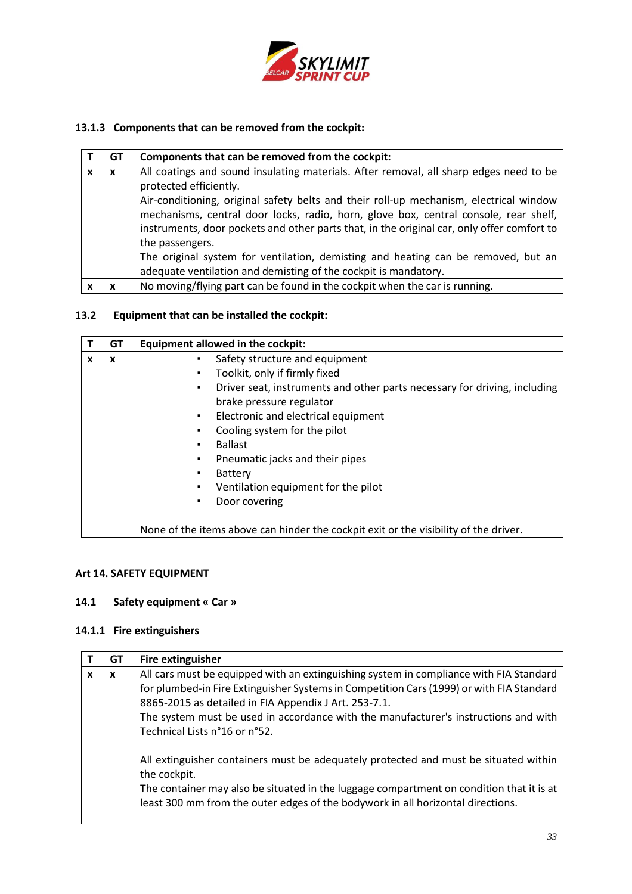### 13.1.3 Components that can be removed from the cockpit:

| T | GT | Components that can be removed from the cockpit: |
|---|---|---|
| x | x | All coatings and sound insulating materials. After removal, all sharp edges need to be protected efficiently.<br>Air-conditioning, original safety belts and their roll-up mechanism, electrical window mechanisms, central door locks, radio, horn, glove box, central console, rear shelf, instruments, door pockets and other parts that, in the original car, only offer comfort to the passengers.<br>The original system for ventilation, demisting and heating can be removed, but an adequate ventilation and demisting of the cockpit is mandatory. |
| x | x | No moving/flying part can be found in the cockpit when the car is running. |

### 13.2 Equipment that can be installed the cockpit:

| T | GT | Equipment allowed in the cockpit: |
|---|---|---|
| x | x | ▪ Safety structure and equipment<br>▪ Toolkit, only if firmly fixed<br>▪ Driver seat, instruments and other parts necessary for driving, including brake pressure regulator<br>▪ Electronic and electrical equipment<br>▪ Cooling system for the pilot<br>▪ Ballast<br>▪ Pneumatic jacks and their pipes<br>▪ Battery<br>▪ Ventilation equipment for the pilot<br>▪ Door covering<br><br>None of the items above can hinder the cockpit exit or the visibility of the driver. |

## Art 14. SAFETY EQUIPMENT

### 14.1 Safety equipment « Car »

### 14.1.1 Fire extinguishers

| T | GT | Fire extinguisher |
|---|---|---|
| x | x | All cars must be equipped with an extinguishing system in compliance with FIA Standard for plumbed-in Fire Extinguisher Systems in Competition Cars (1999) or with FIA Standard 8865-2015 as detailed in FIA Appendix J Art. 253-7.1.<br>The system must be used in accordance with the manufacturer's instructions and with Technical Lists n°16 or n°52.<br><br>All extinguisher containers must be adequately protected and must be situated within the cockpit.<br>The container may also be situated in the luggage compartment on condition that it is at least 300 mm from the outer edges of the bodywork in all horizontal directions. |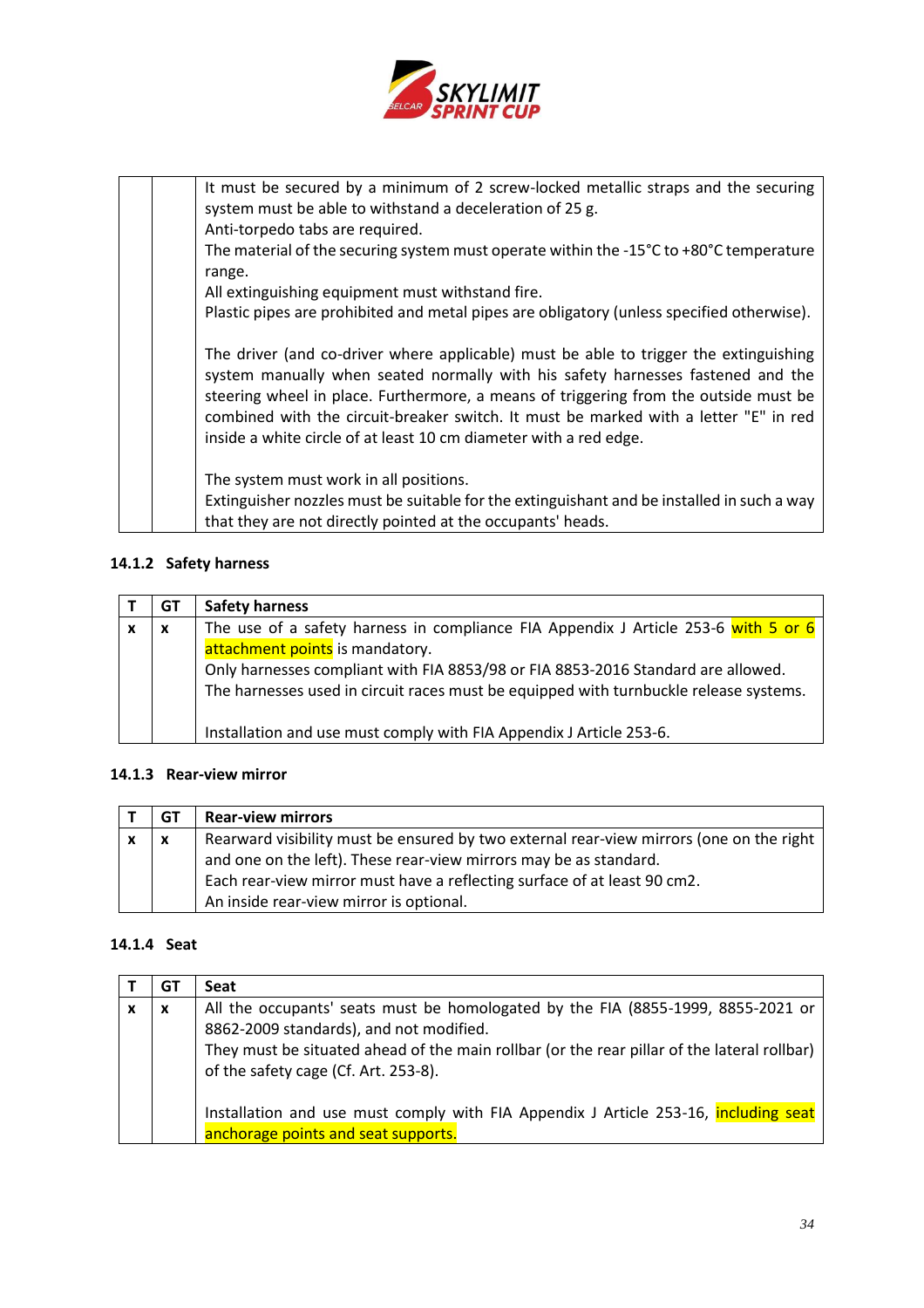| | | |
|---|---|---|
| | | It must be secured by a minimum of 2 screw-locked metallic straps and the securing system must be able to withstand a deceleration of 25 g.<br>Anti-torpedo tabs are required.<br>The material of the securing system must operate within the -15°C to +80°C temperature range.<br>All extinguishing equipment must withstand fire.<br>Plastic pipes are prohibited and metal pipes are obligatory (unless specified otherwise).<br><br>The driver (and co-driver where applicable) must be able to trigger the extinguishing system manually when seated normally with his safety harnesses fastened and the steering wheel in place. Furthermore, a means of triggering from the outside must be combined with the circuit-breaker switch. It must be marked with a letter "E" in red inside a white circle of at least 10 cm diameter with a red edge.<br><br>The system must work in all positions.<br>Extinguisher nozzles must be suitable for the extinguishant and be installed in such a way that they are not directly pointed at the occupants' heads. |

### 14.1.2 Safety harness

| T | GT | Safety harness |
|---|---|---|
| x | x | The use of a safety harness in compliance FIA Appendix J Article 253-6 with 5 or 6 attachment points is mandatory.<br>Only harnesses compliant with FIA 8853/98 or FIA 8853-2016 Standard are allowed.<br>The harnesses used in circuit races must be equipped with turnbuckle release systems.<br><br>Installation and use must comply with FIA Appendix J Article 253-6. |

### 14.1.3 Rear-view mirror

| T | GT | Rear-view mirrors |
|---|---|---|
| x | x | Rearward visibility must be ensured by two external rear-view mirrors (one on the right and one on the left). These rear-view mirrors may be as standard.<br>Each rear-view mirror must have a reflecting surface of at least 90 cm2.<br>An inside rear-view mirror is optional. |

### 14.1.4 Seat

| T | GT | Seat |
|---|---|---|
| x | x | All the occupants' seats must be homologated by the FIA (8855-1999, 8855-2021 or 8862-2009 standards), and not modified.<br>They must be situated ahead of the main rollbar (or the rear pillar of the lateral rollbar) of the safety cage (Cf. Art. 253-8).<br><br>Installation and use must comply with FIA Appendix J Article 253-16, including seat anchorage points and seat supports. |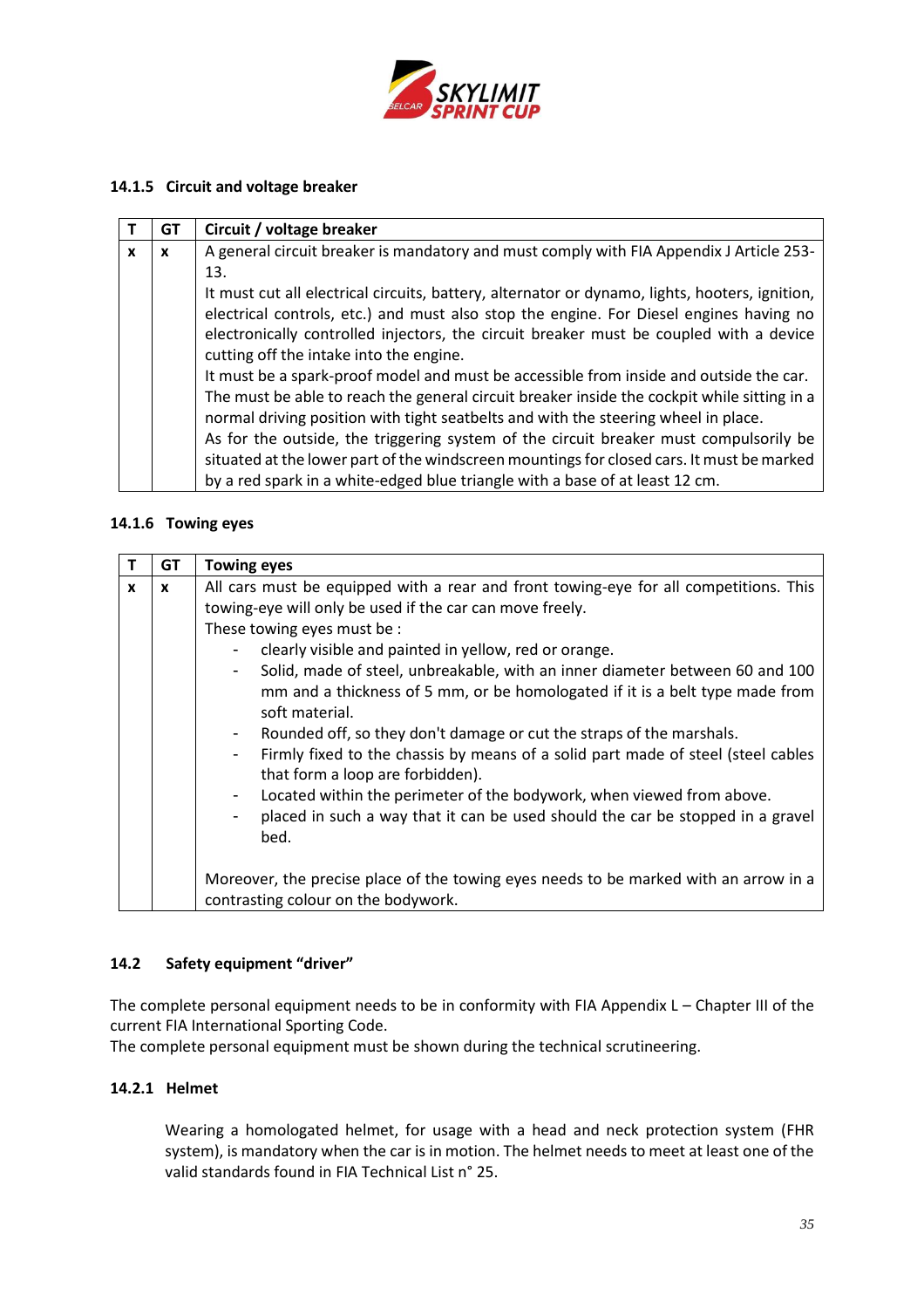### 14.1.5 Circuit and voltage breaker

| T | GT | Circuit / voltage breaker |
|---|---|---|
| x | x | A general circuit breaker is mandatory and must comply with FIA Appendix J Article 253-13.<br>It must cut all electrical circuits, battery, alternator or dynamo, lights, hooters, ignition, electrical controls, etc.) and must also stop the engine. For Diesel engines having no electronically controlled injectors, the circuit breaker must be coupled with a device cutting off the intake into the engine.<br>It must be a spark-proof model and must be accessible from inside and outside the car. The must be able to reach the general circuit breaker inside the cockpit while sitting in a normal driving position with tight seatbelts and with the steering wheel in place.<br>As for the outside, the triggering system of the circuit breaker must compulsorily be situated at the lower part of the windscreen mountings for closed cars. It must be marked by a red spark in a white-edged blue triangle with a base of at least 12 cm. |

### 14.1.6 Towing eyes

| T | GT | Towing eyes |
|---|---|---|
| x | x | All cars must be equipped with a rear and front towing-eye for all competitions. This towing-eye will only be used if the car can move freely.<br>These towing eyes must be :<br>- clearly visible and painted in yellow, red or orange.<br>- Solid, made of steel, unbreakable, with an inner diameter between 60 and 100 mm and a thickness of 5 mm, or be homologated if it is a belt type made from soft material.<br>- Rounded off, so they don't damage or cut the straps of the marshals.<br>- Firmly fixed to the chassis by means of a solid part made of steel (steel cables that form a loop are forbidden).<br>- Located within the perimeter of the bodywork, when viewed from above.<br>- placed in such a way that it can be used should the car be stopped in a gravel bed.<br><br>Moreover, the precise place of the towing eyes needs to be marked with an arrow in a contrasting colour on the bodywork. |

## 14.2 Safety equipment "driver"

The complete personal equipment needs to be in conformity with FIA Appendix L – Chapter III of the current FIA International Sporting Code.
The complete personal equipment must be shown during the technical scrutineering.

### 14.2.1 Helmet

Wearing a homologated helmet, for usage with a head and neck protection system (FHR system), is mandatory when the car is in motion. The helmet needs to meet at least one of the valid standards found in FIA Technical List n° 25.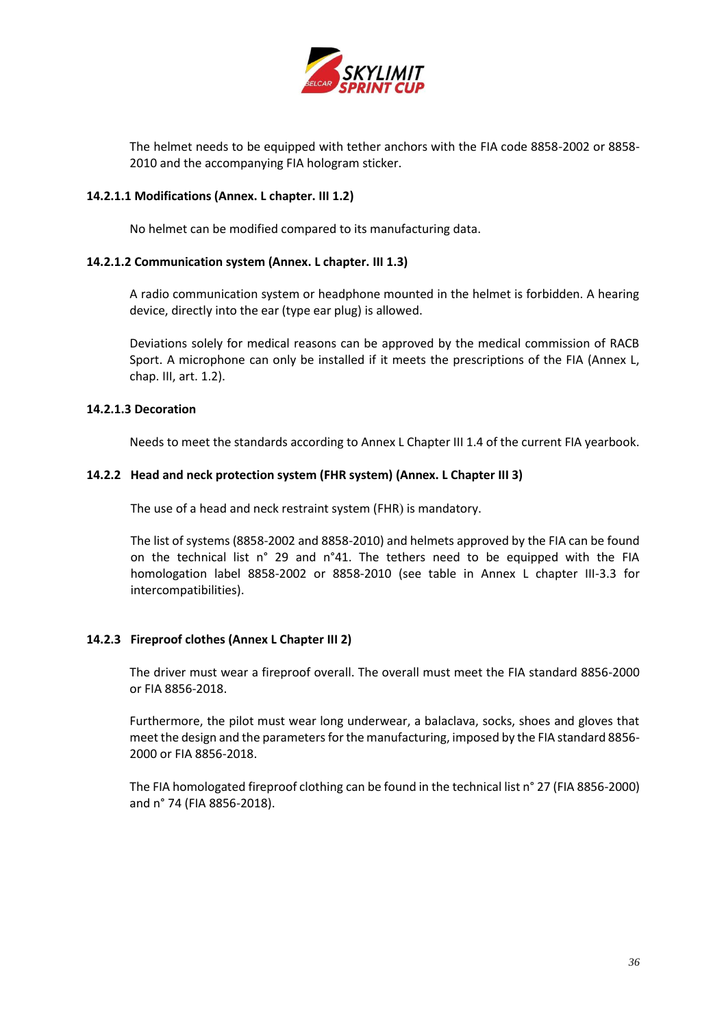The helmet needs to be equipped with tether anchors with the FIA code 8858-2002 or 8858-2010 and the accompanying FIA hologram sticker.

#### 14.2.1.1 Modifications (Annex. L chapter. III 1.2)

No helmet can be modified compared to its manufacturing data.

#### 14.2.1.2 Communication system (Annex. L chapter. III 1.3)

A radio communication system or headphone mounted in the helmet is forbidden. A hearing device, directly into the ear (type ear plug) is allowed.

Deviations solely for medical reasons can be approved by the medical commission of RACB Sport. A microphone can only be installed if it meets the prescriptions of the FIA (Annex L, chap. III, art. 1.2).

#### 14.2.1.3 Decoration

Needs to meet the standards according to Annex L Chapter III 1.4 of the current FIA yearbook.

### 14.2.2 Head and neck protection system (FHR system) (Annex. L Chapter III 3)

The use of a head and neck restraint system (FHR) is mandatory.

The list of systems (8858-2002 and 8858-2010) and helmets approved by the FIA can be found on the technical list n° 29 and n°41. The tethers need to be equipped with the FIA homologation label 8858-2002 or 8858-2010 (see table in Annex L chapter III-3.3 for intercompatibilities).

### 14.2.3 Fireproof clothes (Annex L Chapter III 2)

The driver must wear a fireproof overall. The overall must meet the FIA standard 8856-2000 or FIA 8856-2018.

Furthermore, the pilot must wear long underwear, a balaclava, socks, shoes and gloves that meet the design and the parameters for the manufacturing, imposed by the FIA standard 8856-2000 or FIA 8856-2018.

The FIA homologated fireproof clothing can be found in the technical list n° 27 (FIA 8856-2000) and n° 74 (FIA 8856-2018).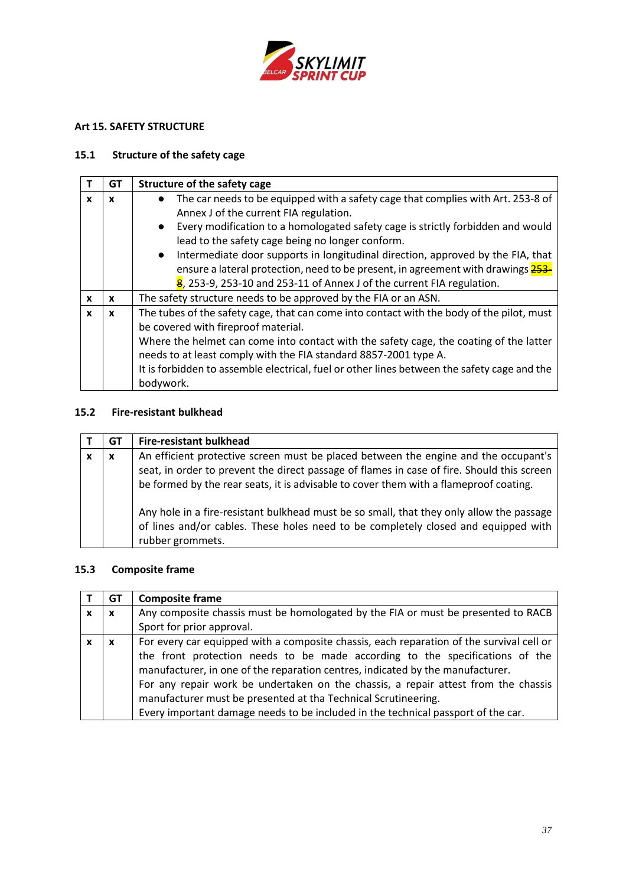## Art 15. SAFETY STRUCTURE

### 15.1 Structure of the safety cage

| T | GT | Structure of the safety cage |
|---|---|---|
| x | x | • The car needs to be equipped with a safety cage that complies with Art. 253-8 of Annex J of the current FIA regulation.<br>• Every modification to a homologated safety cage is strictly forbidden and would lead to the safety cage being no longer conform.<br>• Intermediate door supports in longitudinal direction, approved by the FIA, that ensure a lateral protection, need to be present, in agreement with drawings 253-8, 253-9, 253-10 and 253-11 of Annex J of the current FIA regulation. |
| x | x | The safety structure needs to be approved by the FIA or an ASN. |
| x | x | The tubes of the safety cage, that can come into contact with the body of the pilot, must be covered with fireproof material.<br>Where the helmet can come into contact with the safety cage, the coating of the latter needs to at least comply with the FIA standard 8857-2001 type A.<br>It is forbidden to assemble electrical, fuel or other lines between the safety cage and the bodywork. |

### 15.2 Fire-resistant bulkhead

| T | GT | Fire-resistant bulkhead |
|---|---|---|
| x | x | An efficient protective screen must be placed between the engine and the occupant's seat, in order to prevent the direct passage of flames in case of fire. Should this screen be formed by the rear seats, it is advisable to cover them with a flameproof coating.<br><br>Any hole in a fire-resistant bulkhead must be so small, that they only allow the passage of lines and/or cables. These holes need to be completely closed and equipped with rubber grommets. |

### 15.3 Composite frame

| T | GT | Composite frame |
|---|---|---|
| x | x | Any composite chassis must be homologated by the FIA or must be presented to RACB Sport for prior approval. |
| x | x | For every car equipped with a composite chassis, each reparation of the survival cell or the front protection needs to be made according to the specifications of the manufacturer, in one of the reparation centres, indicated by the manufacturer.<br>For any repair work be undertaken on the chassis, a repair attest from the chassis manufacturer must be presented at tha Technical Scrutineering.<br>Every important damage needs to be included in the technical passport of the car. |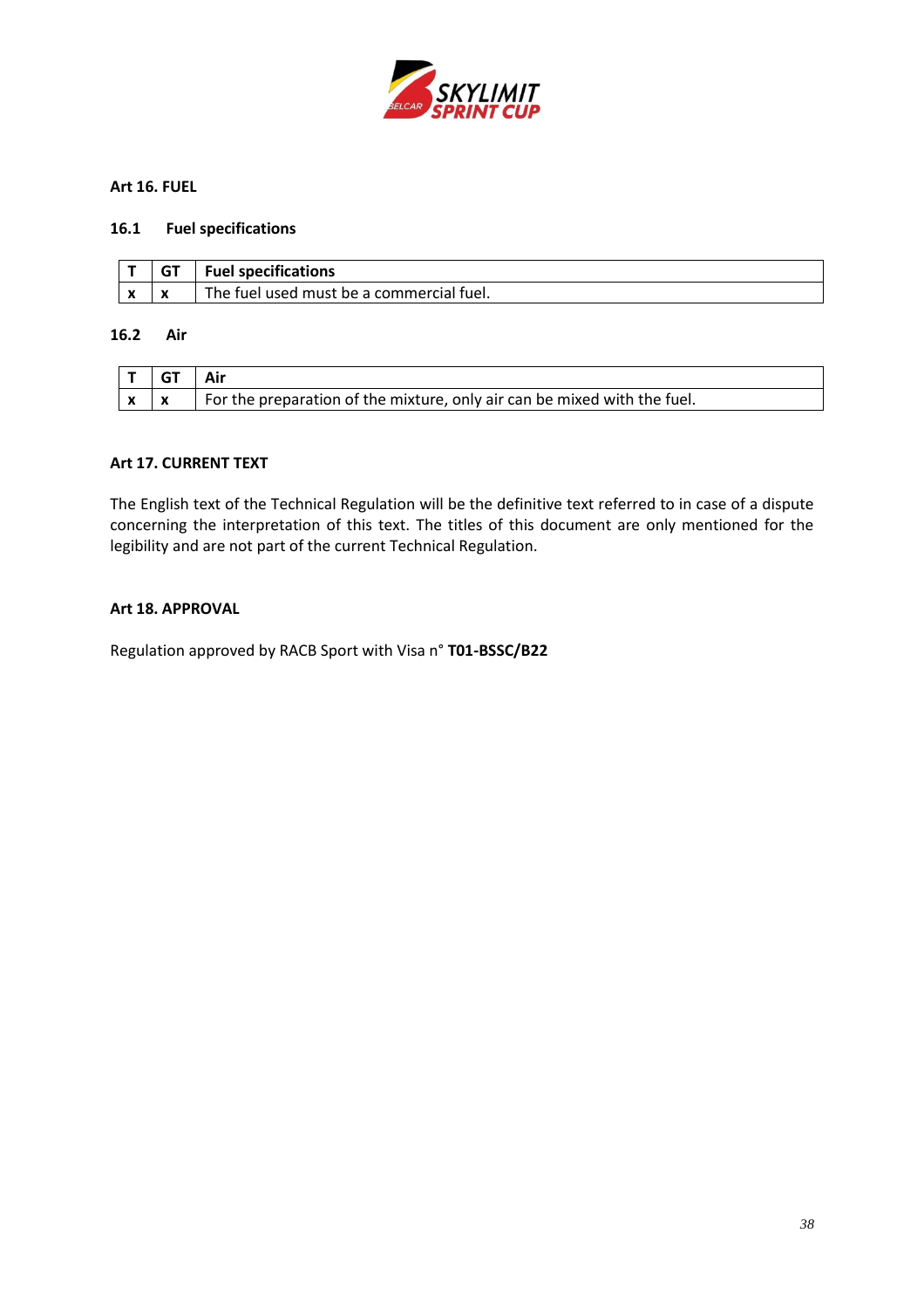**Art 16. FUEL**

**16.1 Fuel specifications**

| T | GT | Fuel specifications |
|---|---|---|
| x | x | The fuel used must be a commercial fuel. |

**16.2 Air**

| T | GT | Air |
|---|---|---|
| x | x | For the preparation of the mixture, only air can be mixed with the fuel. |

**Art 17. CURRENT TEXT**

The English text of the Technical Regulation will be the definitive text referred to in case of a dispute concerning the interpretation of this text. The titles of this document are only mentioned for the legibility and are not part of the current Technical Regulation.

**Art 18. APPROVAL**

Regulation approved by RACB Sport with Visa n° **T01-BSSC/B22**